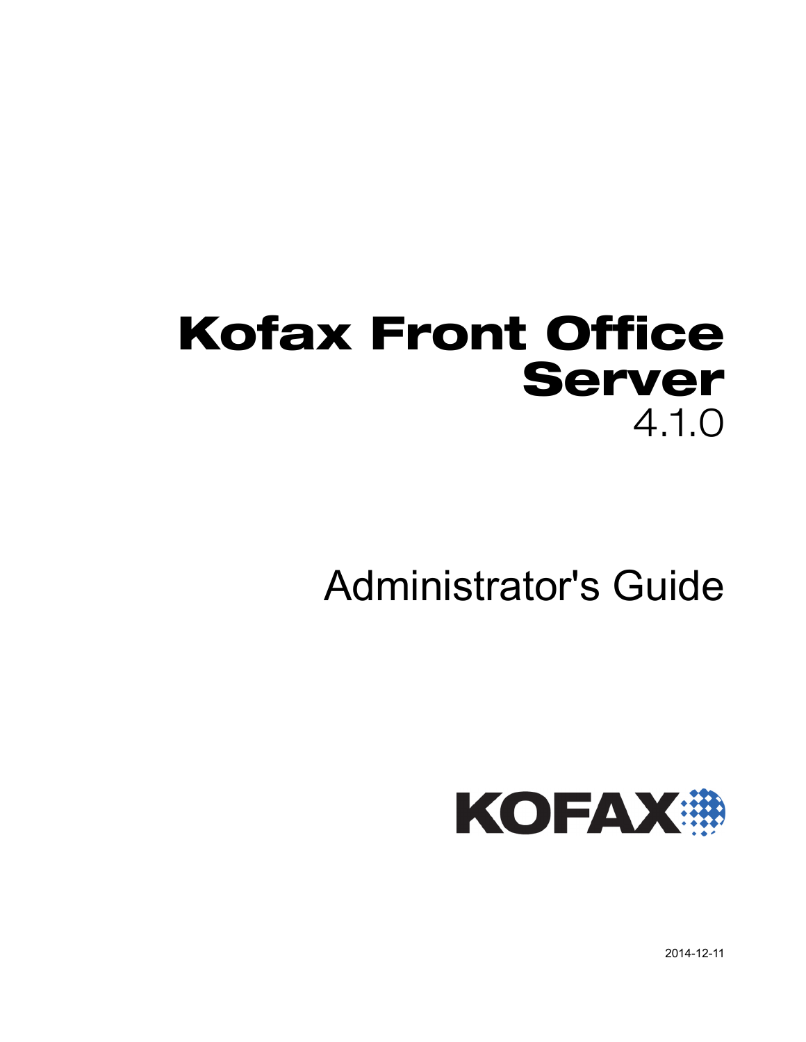# Kofax Front Office Server

4.1.0

## Administrator's Guide

KOFAX

2014-12-11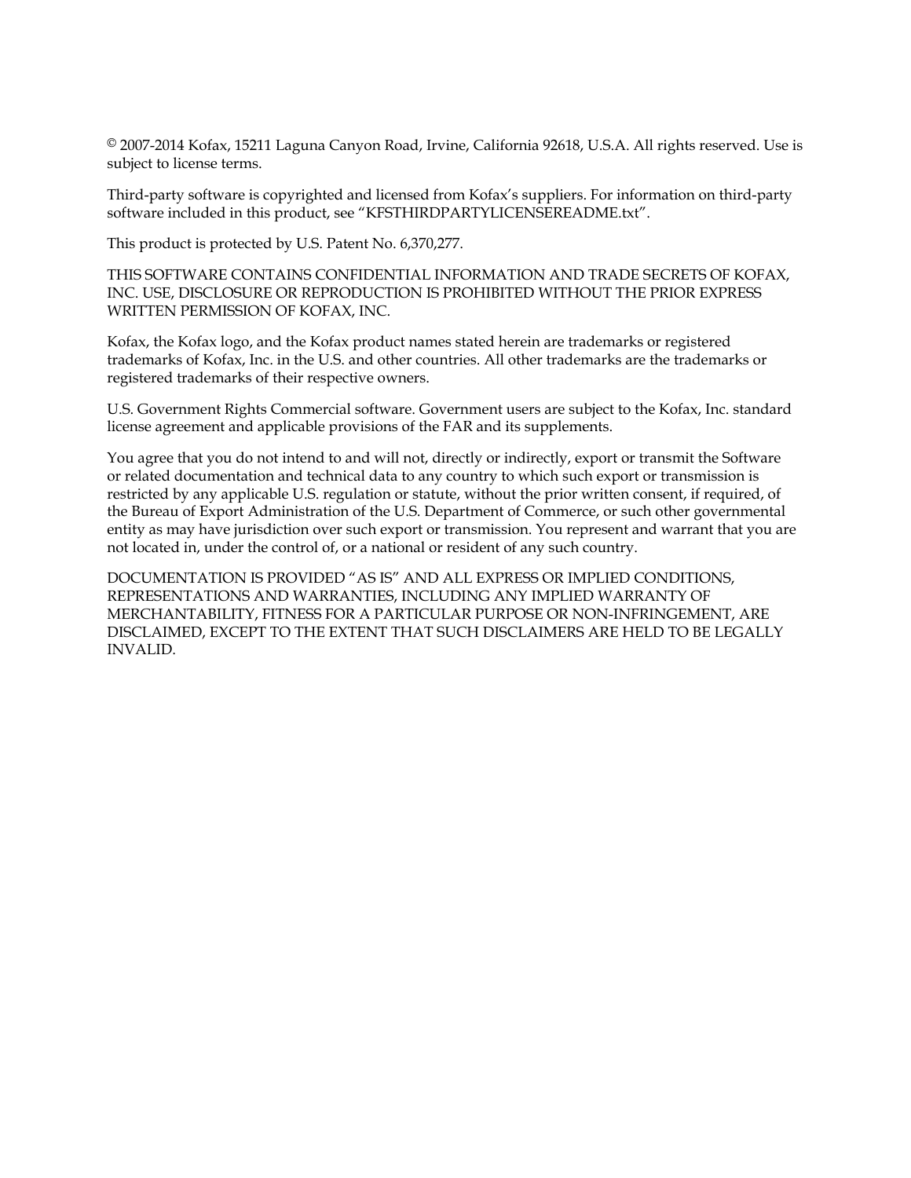© 2007-2014 Kofax, 15211 Laguna Canyon Road, Irvine, California 92618, U.S.A. All rights reserved. Use is subject to license terms.

Third-party software is copyrighted and licensed from Kofax's suppliers. For information on third-party software included in this product, see "KFSTHIRDPARTYLICENSEREADME.txt".

This product is protected by U.S. Patent No. 6,370,277.

THIS SOFTWARE CONTAINS CONFIDENTIAL INFORMATION AND TRADE SECRETS OF KOFAX, INC. USE, DISCLOSURE OR REPRODUCTION IS PROHIBITED WITHOUT THE PRIOR EXPRESS WRITTEN PERMISSION OF KOFAX, INC.

Kofax, the Kofax logo, and the Kofax product names stated herein are trademarks or registered trademarks of Kofax, Inc. in the U.S. and other countries. All other trademarks are the trademarks or registered trademarks of their respective owners.

U.S. Government Rights Commercial software. Government users are subject to the Kofax, Inc. standard license agreement and applicable provisions of the FAR and its supplements.

You agree that you do not intend to and will not, directly or indirectly, export or transmit the Software or related documentation and technical data to any country to which such export or transmission is restricted by any applicable U.S. regulation or statute, without the prior written consent, if required, of the Bureau of Export Administration of the U.S. Department of Commerce, or such other governmental entity as may have jurisdiction over such export or transmission. You represent and warrant that you are not located in, under the control of, or a national or resident of any such country.

DOCUMENTATION IS PROVIDED "AS IS" AND ALL EXPRESS OR IMPLIED CONDITIONS, REPRESENTATIONS AND WARRANTIES, INCLUDING ANY IMPLIED WARRANTY OF MERCHANTABILITY, FITNESS FOR A PARTICULAR PURPOSE OR NON-INFRINGEMENT, ARE DISCLAIMED, EXCEPT TO THE EXTENT THAT SUCH DISCLAIMERS ARE HELD TO BE LEGALLY INVALID.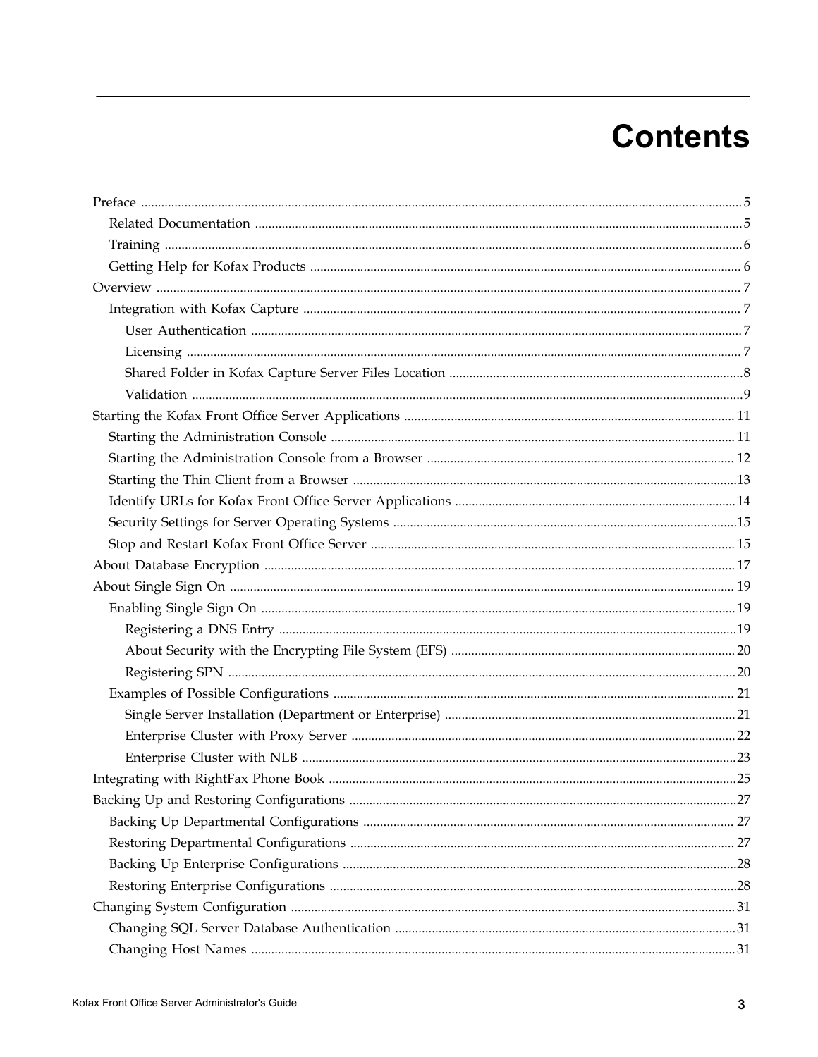# Contents

- Preface ........ 5
  - Related Documentation ........ 5
  - Training ........ 6
  - Getting Help for Kofax Products ........ 6
- Overview ........ 7
  - Integration with Kofax Capture ........ 7
    - User Authentication ........ 7
    - Licensing ........ 7
    - Shared Folder in Kofax Capture Server Files Location ........ 8
    - Validation ........ 9
- Starting the Kofax Front Office Server Applications ........ 11
  - Starting the Administration Console ........ 11
  - Starting the Administration Console from a Browser ........ 12
  - Starting the Thin Client from a Browser ........ 13
  - Identify URLs for Kofax Front Office Server Applications ........ 14
  - Security Settings for Server Operating Systems ........ 15
  - Stop and Restart Kofax Front Office Server ........ 15
- About Database Encryption ........ 17
- About Single Sign On ........ 19
  - Enabling Single Sign On ........ 19
    - Registering a DNS Entry ........ 19
    - About Security with the Encrypting File System (EFS) ........ 20
    - Registering SPN ........ 20
  - Examples of Possible Configurations ........ 21
    - Single Server Installation (Department or Enterprise) ........ 21
    - Enterprise Cluster with Proxy Server ........ 22
    - Enterprise Cluster with NLB ........ 23
- Integrating with RightFax Phone Book ........ 25
- Backing Up and Restoring Configurations ........ 27
  - Backing Up Departmental Configurations ........ 27
  - Restoring Departmental Configurations ........ 27
  - Backing Up Enterprise Configurations ........ 28
  - Restoring Enterprise Configurations ........ 28
- Changing System Configuration ........ 31
  - Changing SQL Server Database Authentication ........ 31
  - Changing Host Names ........ 31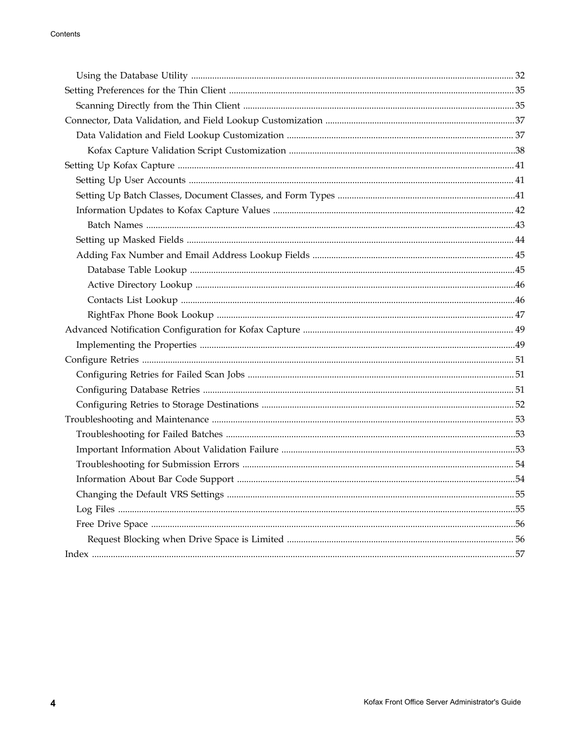- Using the Database Utility ..... 32
- Setting Preferences for the Thin Client ..... 35
  - Scanning Directly from the Thin Client ..... 35
- Connector, Data Validation, and Field Lookup Customization ..... 37
  - Data Validation and Field Lookup Customization ..... 37
    - Kofax Capture Validation Script Customization ..... 38
- Setting Up Kofax Capture ..... 41
  - Setting Up User Accounts ..... 41
  - Setting Up Batch Classes, Document Classes, and Form Types ..... 41
  - Information Updates to Kofax Capture Values ..... 42
    - Batch Names ..... 43
  - Setting up Masked Fields ..... 44
  - Adding Fax Number and Email Address Lookup Fields ..... 45
    - Database Table Lookup ..... 45
    - Active Directory Lookup ..... 46
    - Contacts List Lookup ..... 46
    - RightFax Phone Book Lookup ..... 47
- Advanced Notification Configuration for Kofax Capture ..... 49
  - Implementing the Properties ..... 49
- Configure Retries ..... 51
  - Configuring Retries for Failed Scan Jobs ..... 51
  - Configuring Database Retries ..... 51
  - Configuring Retries to Storage Destinations ..... 52
- Troubleshooting and Maintenance ..... 53
  - Troubleshooting for Failed Batches ..... 53
  - Important Information About Validation Failure ..... 53
  - Troubleshooting for Submission Errors ..... 54
  - Information About Bar Code Support ..... 54
  - Changing the Default VRS Settings ..... 55
  - Log Files ..... 55
  - Free Drive Space ..... 56
    - Request Blocking when Drive Space is Limited ..... 56
- Index ..... 57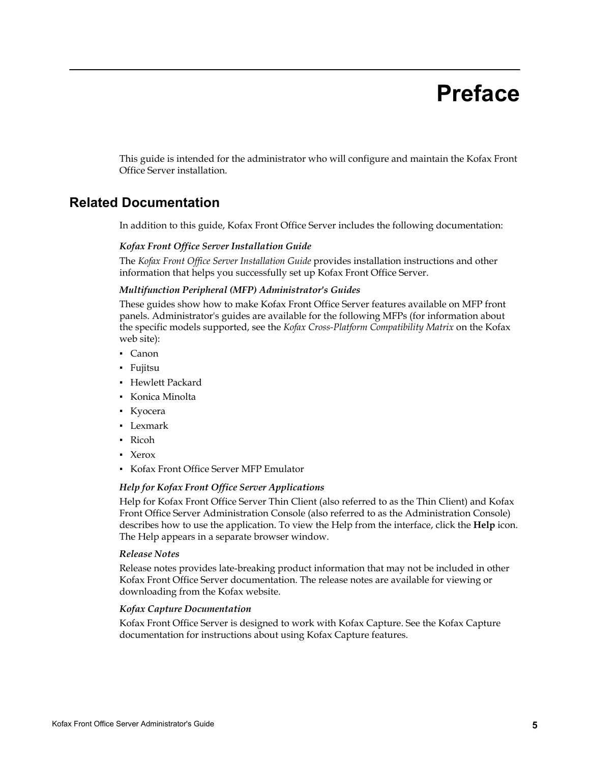# Preface

This guide is intended for the administrator who will configure and maintain the Kofax Front Office Server installation.

## Related Documentation

In addition to this guide, Kofax Front Office Server includes the following documentation:

***Kofax Front Office Server Installation Guide***

The *Kofax Front Office Server Installation Guide* provides installation instructions and other information that helps you successfully set up Kofax Front Office Server.

***Multifunction Peripheral (MFP) Administrator's Guides***

These guides show how to make Kofax Front Office Server features available on MFP front panels. Administrator's guides are available for the following MFPs (for information about the specific models supported, see the *Kofax Cross-Platform Compatibility Matrix* on the Kofax web site):

- Canon
- Fujitsu
- Hewlett Packard
- Konica Minolta
- Kyocera
- Lexmark
- Ricoh
- Xerox
- Kofax Front Office Server MFP Emulator

***Help for Kofax Front Office Server Applications***

Help for Kofax Front Office Server Thin Client (also referred to as the Thin Client) and Kofax Front Office Server Administration Console (also referred to as the Administration Console) describes how to use the application. To view the Help from the interface, click the **Help** icon. The Help appears in a separate browser window.

***Release Notes***

Release notes provides late-breaking product information that may not be included in other Kofax Front Office Server documentation. The release notes are available for viewing or downloading from the Kofax website.

***Kofax Capture Documentation***

Kofax Front Office Server is designed to work with Kofax Capture. See the Kofax Capture documentation for instructions about using Kofax Capture features.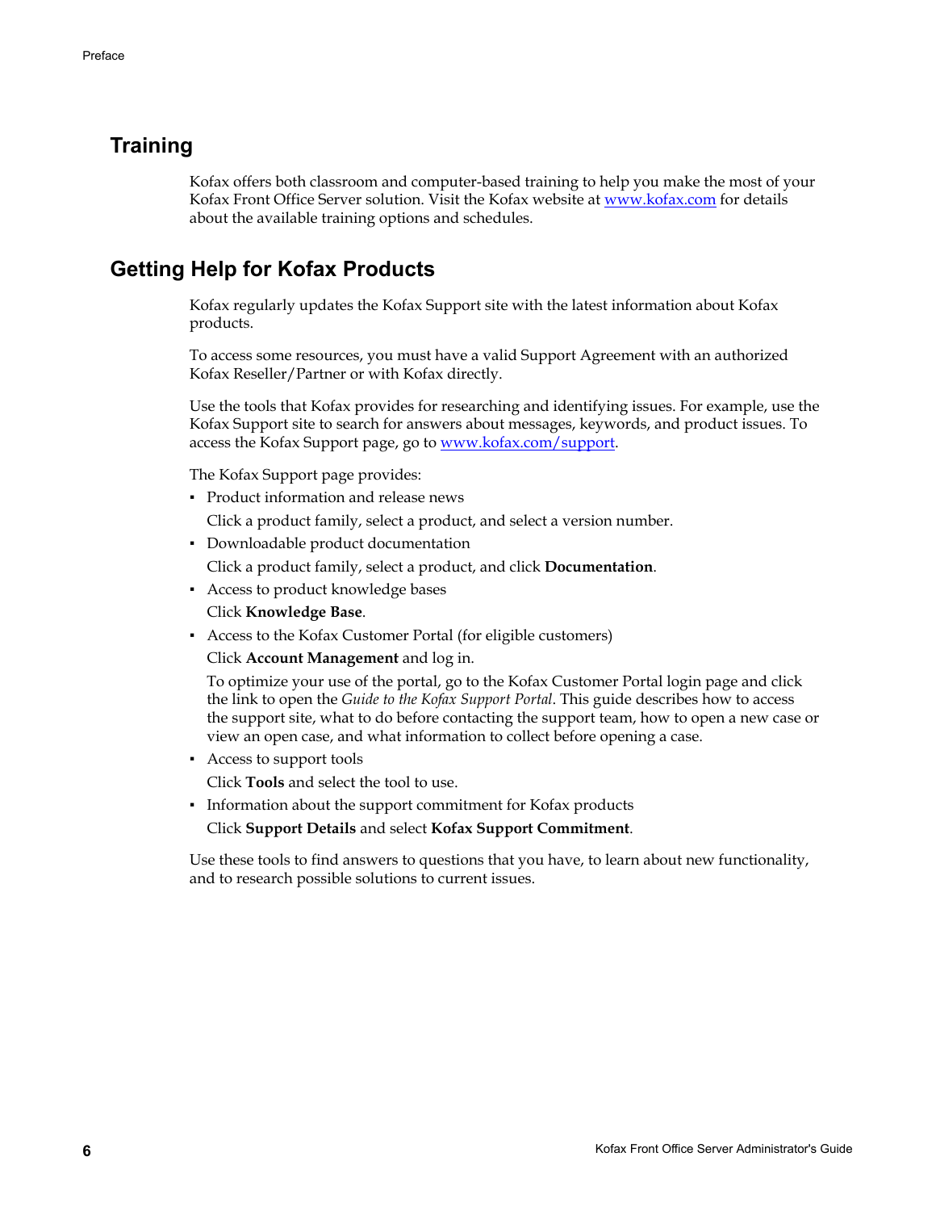## Training

Kofax offers both classroom and computer-based training to help you make the most of your Kofax Front Office Server solution. Visit the Kofax website at [www.kofax.com](http://www.kofax.com) for details about the available training options and schedules.

## Getting Help for Kofax Products

Kofax regularly updates the Kofax Support site with the latest information about Kofax products.

To access some resources, you must have a valid Support Agreement with an authorized Kofax Reseller/Partner or with Kofax directly.

Use the tools that Kofax provides for researching and identifying issues. For example, use the Kofax Support site to search for answers about messages, keywords, and product issues. To access the Kofax Support page, go to [www.kofax.com/support](http://www.kofax.com/support).

The Kofax Support page provides:

- Product information and release news

  Click a product family, select a product, and select a version number.

- Downloadable product documentation

  Click a product family, select a product, and click **Documentation**.

- Access to product knowledge bases

  Click **Knowledge Base**.

- Access to the Kofax Customer Portal (for eligible customers)

  Click **Account Management** and log in.

  To optimize your use of the portal, go to the Kofax Customer Portal login page and click the link to open the *Guide to the Kofax Support Portal*. This guide describes how to access the support site, what to do before contacting the support team, how to open a new case or view an open case, and what information to collect before opening a case.

- Access to support tools

  Click **Tools** and select the tool to use.

- Information about the support commitment for Kofax products

  Click **Support Details** and select **Kofax Support Commitment**.

Use these tools to find answers to questions that you have, to learn about new functionality, and to research possible solutions to current issues.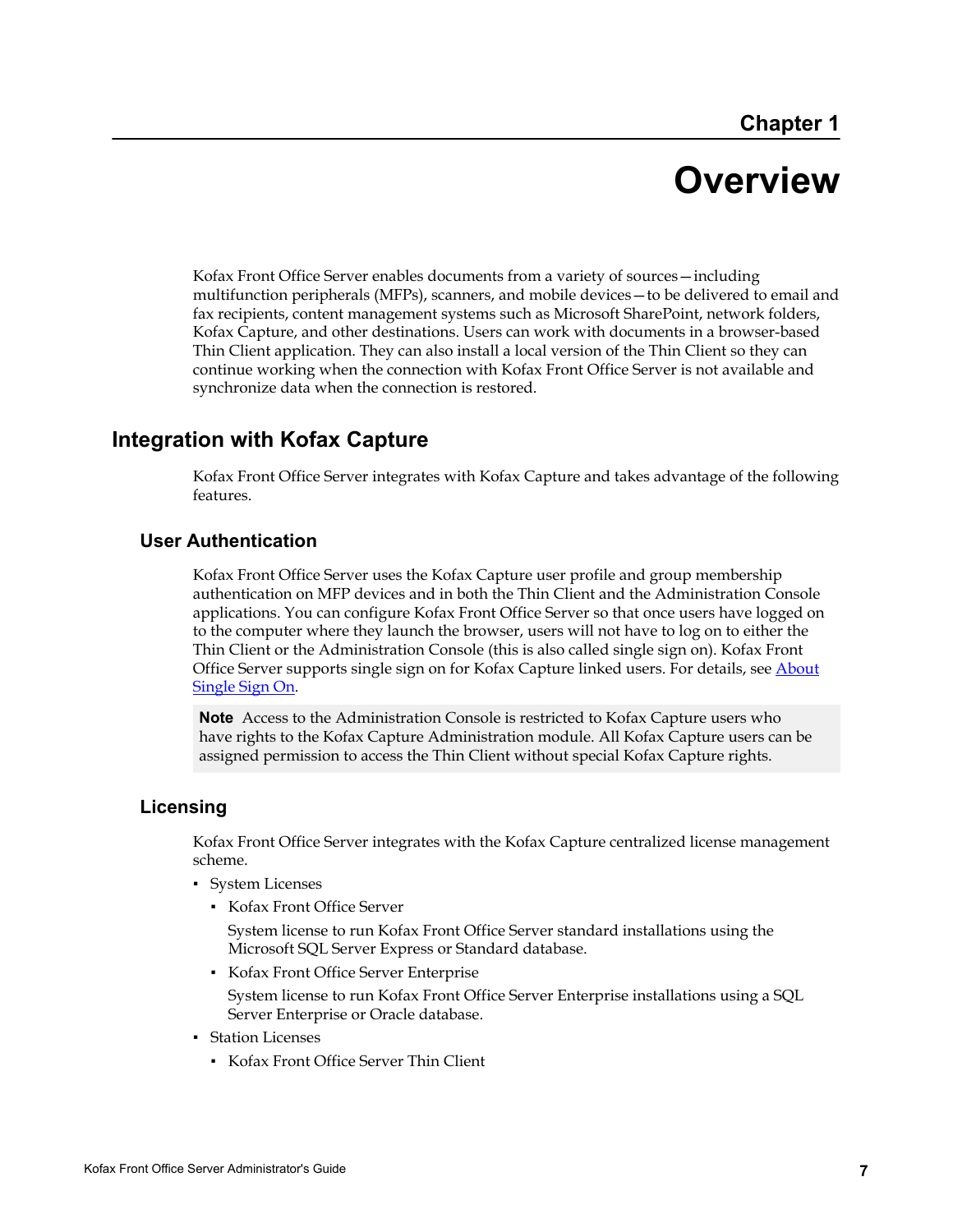Chapter 1

# Overview

Kofax Front Office Server enables documents from a variety of sources—including multifunction peripherals (MFPs), scanners, and mobile devices—to be delivered to email and fax recipients, content management systems such as Microsoft SharePoint, network folders, Kofax Capture, and other destinations. Users can work with documents in a browser-based Thin Client application. They can also install a local version of the Thin Client so they can continue working when the connection with Kofax Front Office Server is not available and synchronize data when the connection is restored.

## Integration with Kofax Capture

Kofax Front Office Server integrates with Kofax Capture and takes advantage of the following features.

### User Authentication

Kofax Front Office Server uses the Kofax Capture user profile and group membership authentication on MFP devices and in both the Thin Client and the Administration Console applications. You can configure Kofax Front Office Server so that once users have logged on to the computer where they launch the browser, users will not have to log on to either the Thin Client or the Administration Console (this is also called single sign on). Kofax Front Office Server supports single sign on for Kofax Capture linked users. For details, see About Single Sign On.

> **Note** Access to the Administration Console is restricted to Kofax Capture users who have rights to the Kofax Capture Administration module. All Kofax Capture users can be assigned permission to access the Thin Client without special Kofax Capture rights.

### Licensing

Kofax Front Office Server integrates with the Kofax Capture centralized license management scheme.

- System Licenses
  - Kofax Front Office Server

    System license to run Kofax Front Office Server standard installations using the Microsoft SQL Server Express or Standard database.
  - Kofax Front Office Server Enterprise

    System license to run Kofax Front Office Server Enterprise installations using a SQL Server Enterprise or Oracle database.
- Station Licenses
  - Kofax Front Office Server Thin Client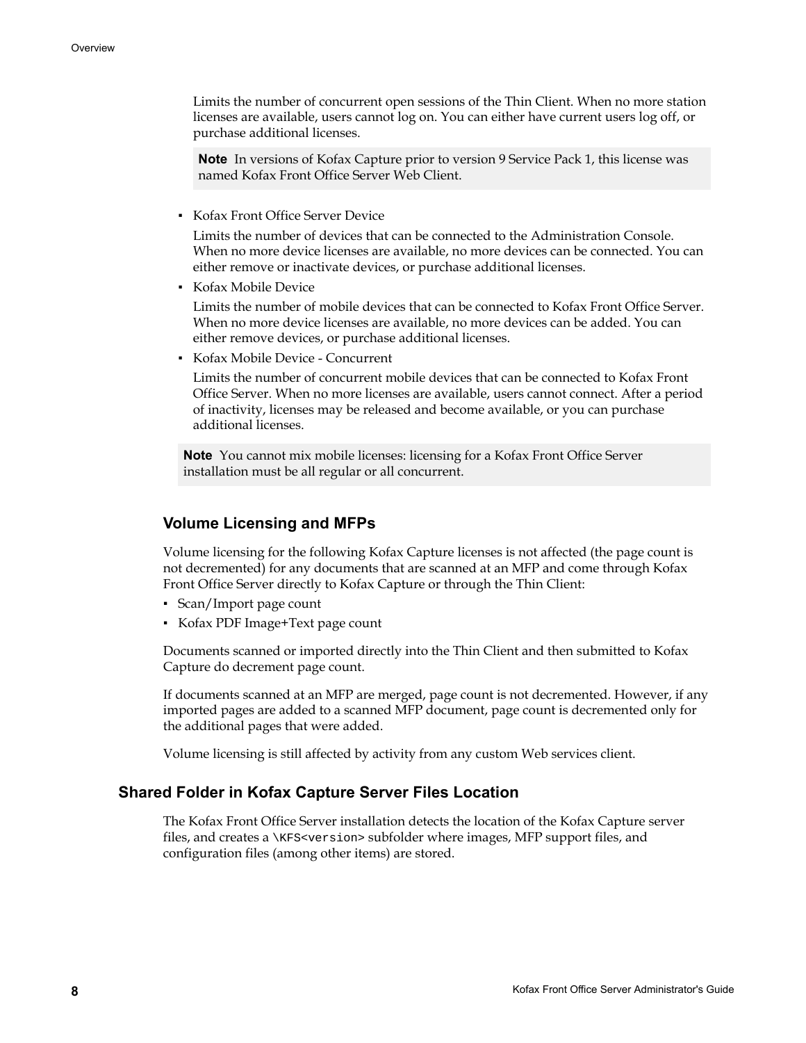Limits the number of concurrent open sessions of the Thin Client. When no more station licenses are available, users cannot log on. You can either have current users log off, or purchase additional licenses.

> **Note** In versions of Kofax Capture prior to version 9 Service Pack 1, this license was named Kofax Front Office Server Web Client.

- Kofax Front Office Server Device

  Limits the number of devices that can be connected to the Administration Console. When no more device licenses are available, no more devices can be connected. You can either remove or inactivate devices, or purchase additional licenses.

- Kofax Mobile Device

  Limits the number of mobile devices that can be connected to Kofax Front Office Server. When no more device licenses are available, no more devices can be added. You can either remove devices, or purchase additional licenses.

- Kofax Mobile Device - Concurrent

  Limits the number of concurrent mobile devices that can be connected to Kofax Front Office Server. When no more licenses are available, users cannot connect. After a period of inactivity, licenses may be released and become available, or you can purchase additional licenses.

> **Note** You cannot mix mobile licenses: licensing for a Kofax Front Office Server installation must be all regular or all concurrent.

### Volume Licensing and MFPs

Volume licensing for the following Kofax Capture licenses is not affected (the page count is not decremented) for any documents that are scanned at an MFP and come through Kofax Front Office Server directly to Kofax Capture or through the Thin Client:

- Scan/Import page count
- Kofax PDF Image+Text page count

Documents scanned or imported directly into the Thin Client and then submitted to Kofax Capture do decrement page count.

If documents scanned at an MFP are merged, page count is not decremented. However, if any imported pages are added to a scanned MFP document, page count is decremented only for the additional pages that were added.

Volume licensing is still affected by activity from any custom Web services client.

## Shared Folder in Kofax Capture Server Files Location

The Kofax Front Office Server installation detects the location of the Kofax Capture server files, and creates a `\KFS<version>` subfolder where images, MFP support files, and configuration files (among other items) are stored.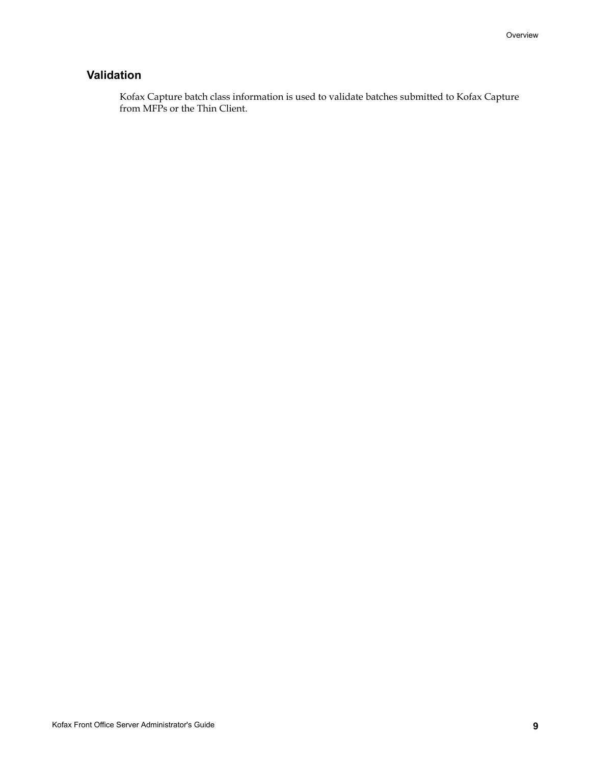## Validation

Kofax Capture batch class information is used to validate batches submitted to Kofax Capture from MFPs or the Thin Client.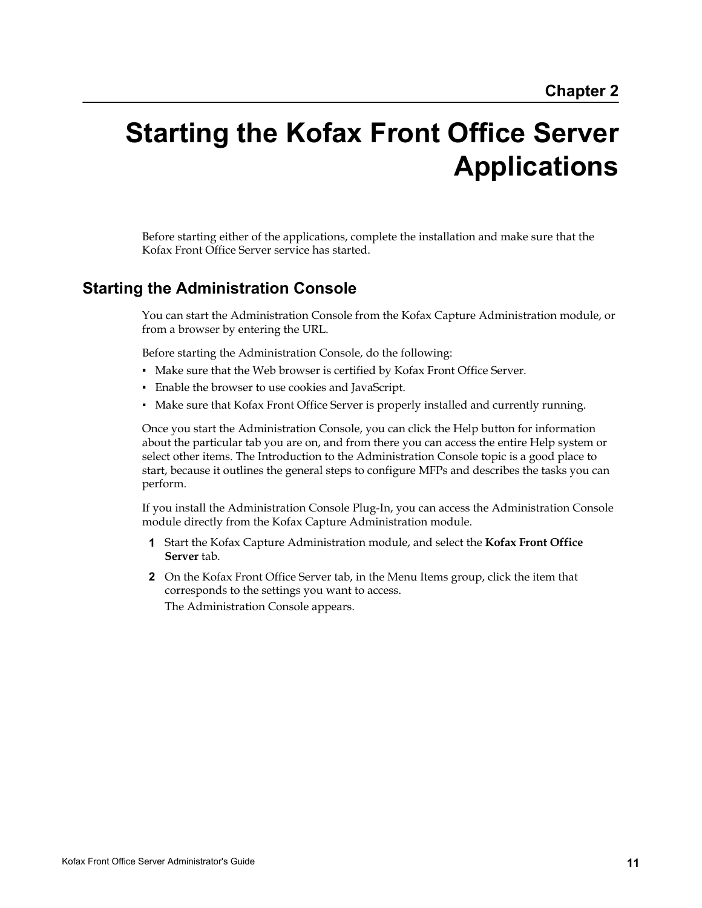Chapter 2

# Starting the Kofax Front Office Server Applications

Before starting either of the applications, complete the installation and make sure that the Kofax Front Office Server service has started.

## Starting the Administration Console

You can start the Administration Console from the Kofax Capture Administration module, or from a browser by entering the URL.

Before starting the Administration Console, do the following:

- Make sure that the Web browser is certified by Kofax Front Office Server.
- Enable the browser to use cookies and JavaScript.
- Make sure that Kofax Front Office Server is properly installed and currently running.

Once you start the Administration Console, you can click the Help button for information about the particular tab you are on, and from there you can access the entire Help system or select other items. The Introduction to the Administration Console topic is a good place to start, because it outlines the general steps to configure MFPs and describes the tasks you can perform.

If you install the Administration Console Plug-In, you can access the Administration Console module directly from the Kofax Capture Administration module.

1. Start the Kofax Capture Administration module, and select the **Kofax Front Office Server** tab.
2. On the Kofax Front Office Server tab, in the Menu Items group, click the item that corresponds to the settings you want to access.

   The Administration Console appears.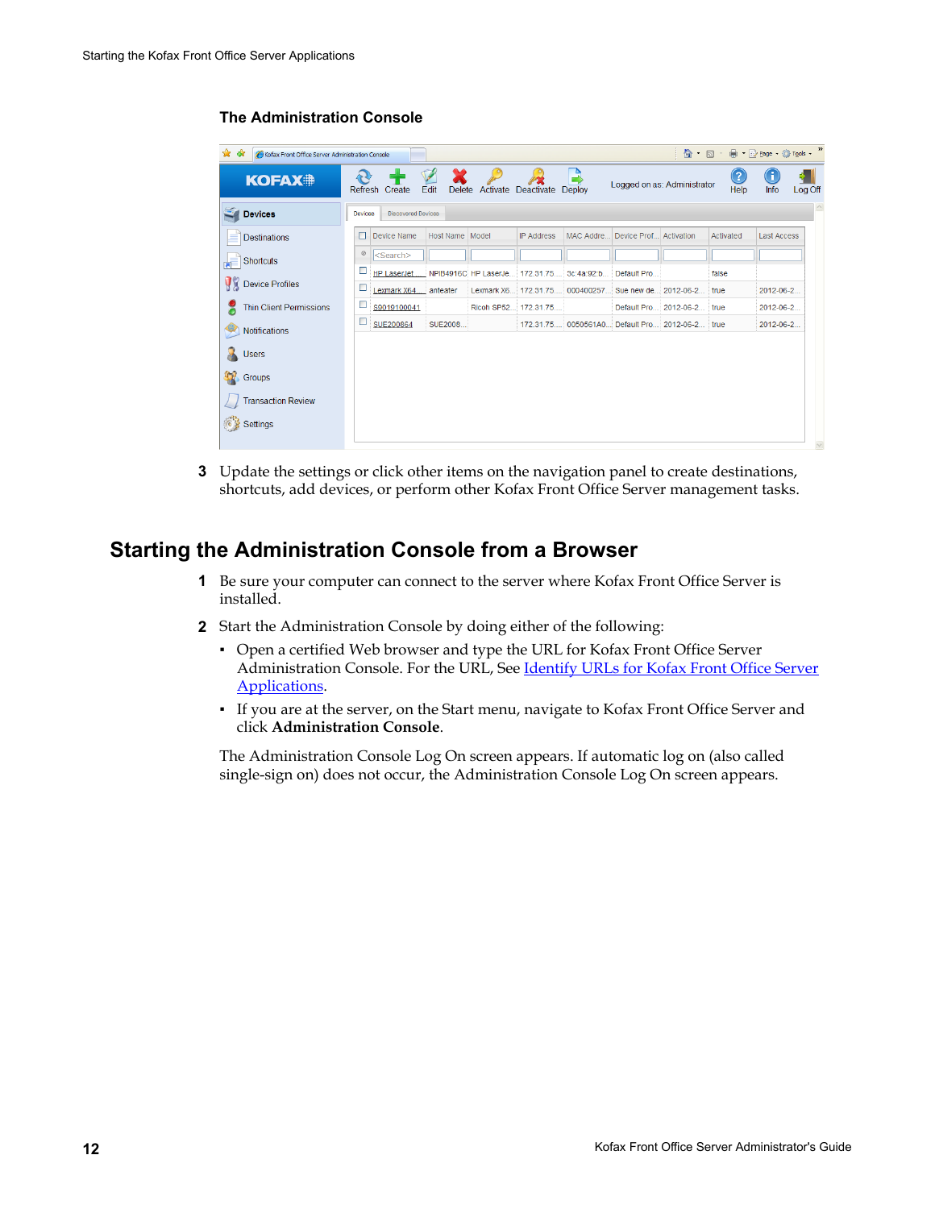**The Administration Console**

3. Update the settings or click other items on the navigation panel to create destinations, shortcuts, add devices, or perform other Kofax Front Office Server management tasks.

## Starting the Administration Console from a Browser

1. Be sure your computer can connect to the server where Kofax Front Office Server is installed.
2. Start the Administration Console by doing either of the following:
   - Open a certified Web browser and type the URL for Kofax Front Office Server Administration Console. For the URL, See Identify URLs for Kofax Front Office Server Applications.
   - If you are at the server, on the Start menu, navigate to Kofax Front Office Server and click **Administration Console**.

   The Administration Console Log On screen appears. If automatic log on (also called single-sign on) does not occur, the Administration Console Log On screen appears.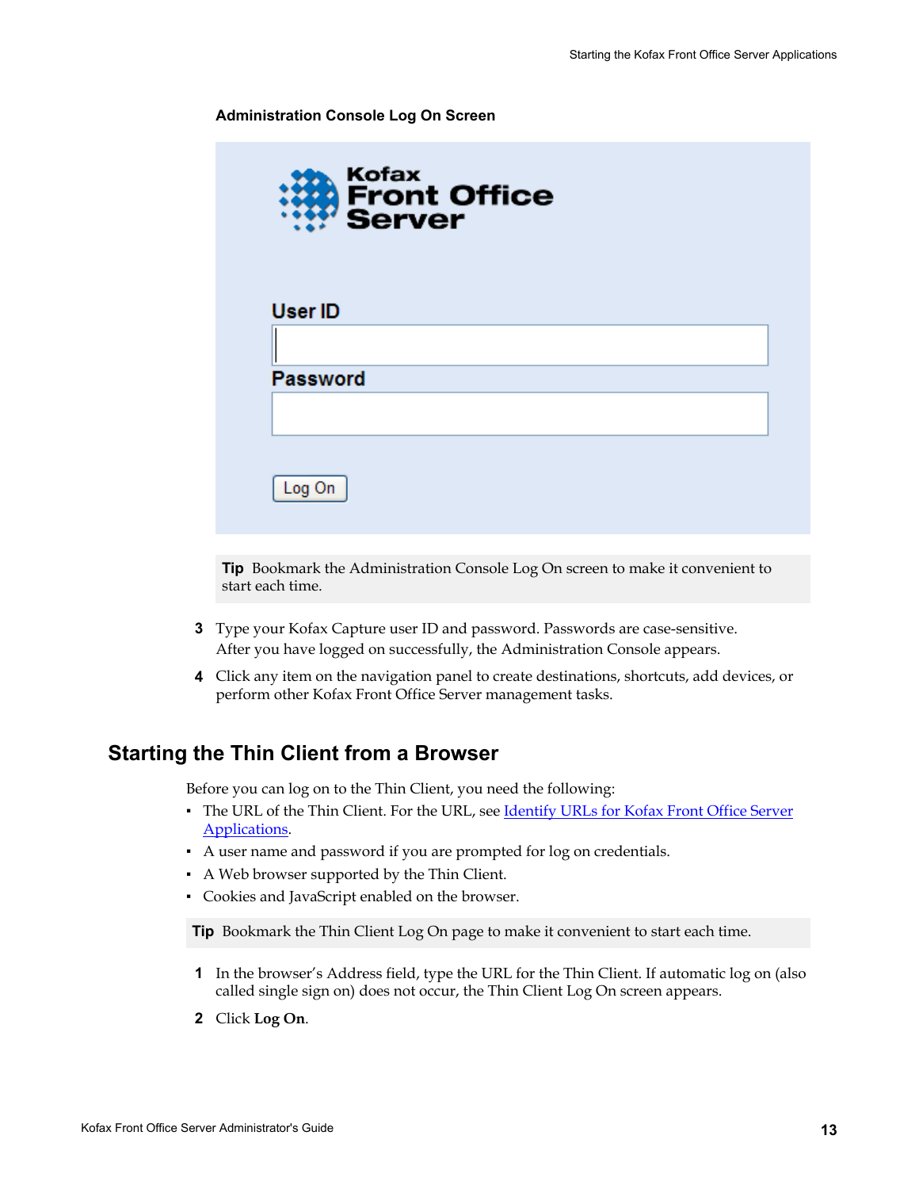**Administration Console Log On Screen**

**Tip** Bookmark the Administration Console Log On screen to make it convenient to start each time.

3. Type your Kofax Capture user ID and password. Passwords are case-sensitive. After you have logged on successfully, the Administration Console appears.
4. Click any item on the navigation panel to create destinations, shortcuts, add devices, or perform other Kofax Front Office Server management tasks.

## Starting the Thin Client from a Browser

Before you can log on to the Thin Client, you need the following:

- The URL of the Thin Client. For the URL, see Identify URLs for Kofax Front Office Server Applications.
- A user name and password if you are prompted for log on credentials.
- A Web browser supported by the Thin Client.
- Cookies and JavaScript enabled on the browser.

**Tip** Bookmark the Thin Client Log On page to make it convenient to start each time.

1. In the browser's Address field, type the URL for the Thin Client. If automatic log on (also called single sign on) does not occur, the Thin Client Log On screen appears.
2. Click **Log On**.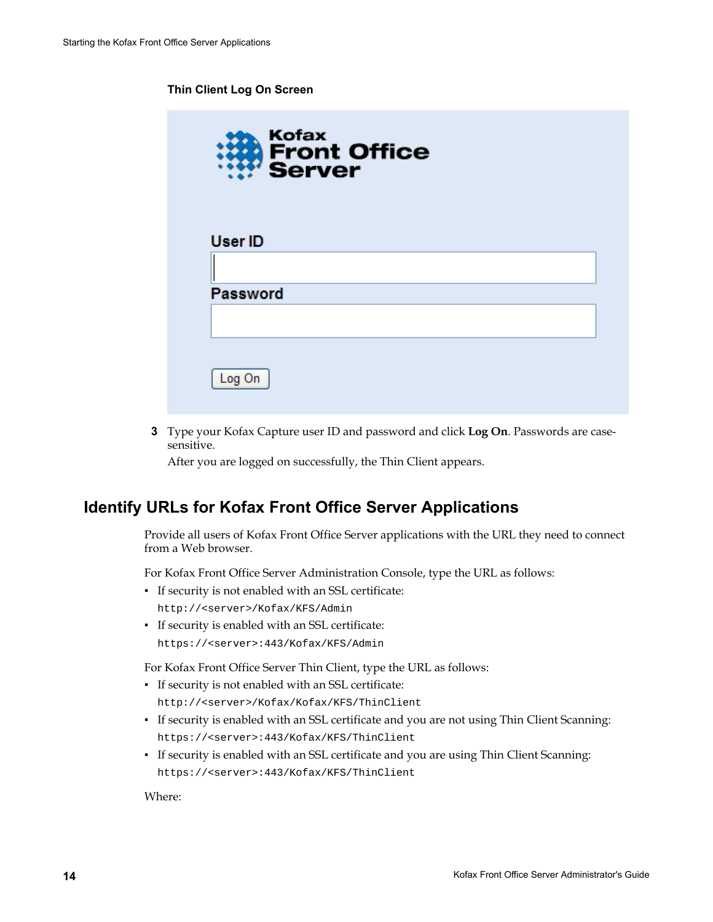**Thin Client Log On Screen**

3. Type your Kofax Capture user ID and password and click **Log On**. Passwords are case-sensitive.

   After you are logged on successfully, the Thin Client appears.

## Identify URLs for Kofax Front Office Server Applications

Provide all users of Kofax Front Office Server applications with the URL they need to connect from a Web browser.

For Kofax Front Office Server Administration Console, type the URL as follows:

- If security is not enabled with an SSL certificate:

  `http://<server>/Kofax/KFS/Admin`

- If security is enabled with an SSL certificate:

  `https://<server>:443/Kofax/KFS/Admin`

For Kofax Front Office Server Thin Client, type the URL as follows:

- If security is not enabled with an SSL certificate:

  `http://<server>/Kofax/Kofax/KFS/ThinClient`

- If security is enabled with an SSL certificate and you are not using Thin Client Scanning:

  `https://<server>:443/Kofax/KFS/ThinClient`

- If security is enabled with an SSL certificate and you are using Thin Client Scanning:

  `https://<server>:443/Kofax/KFS/ThinClient`

Where: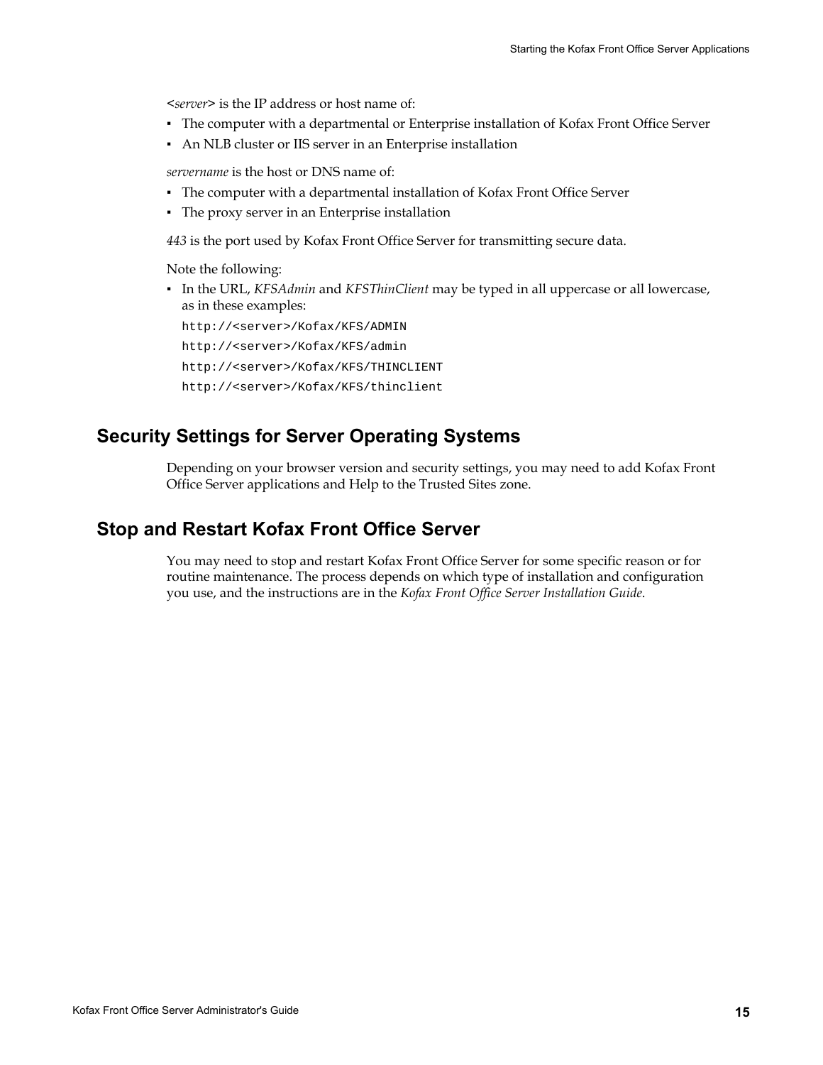<*server*> is the IP address or host name of:

- The computer with a departmental or Enterprise installation of Kofax Front Office Server
- An NLB cluster or IIS server in an Enterprise installation

*servername* is the host or DNS name of:

- The computer with a departmental installation of Kofax Front Office Server
- The proxy server in an Enterprise installation

*443* is the port used by Kofax Front Office Server for transmitting secure data.

Note the following:

- In the URL, *KFSAdmin* and *KFSThinClient* may be typed in all uppercase or all lowercase, as in these examples:

  ```
  http://<server>/Kofax/KFS/ADMIN
  http://<server>/Kofax/KFS/admin
  http://<server>/Kofax/KFS/THINCLIENT
  http://<server>/Kofax/KFS/thinclient
  ```

## Security Settings for Server Operating Systems

Depending on your browser version and security settings, you may need to add Kofax Front Office Server applications and Help to the Trusted Sites zone.

## Stop and Restart Kofax Front Office Server

You may need to stop and restart Kofax Front Office Server for some specific reason or for routine maintenance. The process depends on which type of installation and configuration you use, and the instructions are in the *Kofax Front Office Server Installation Guide*.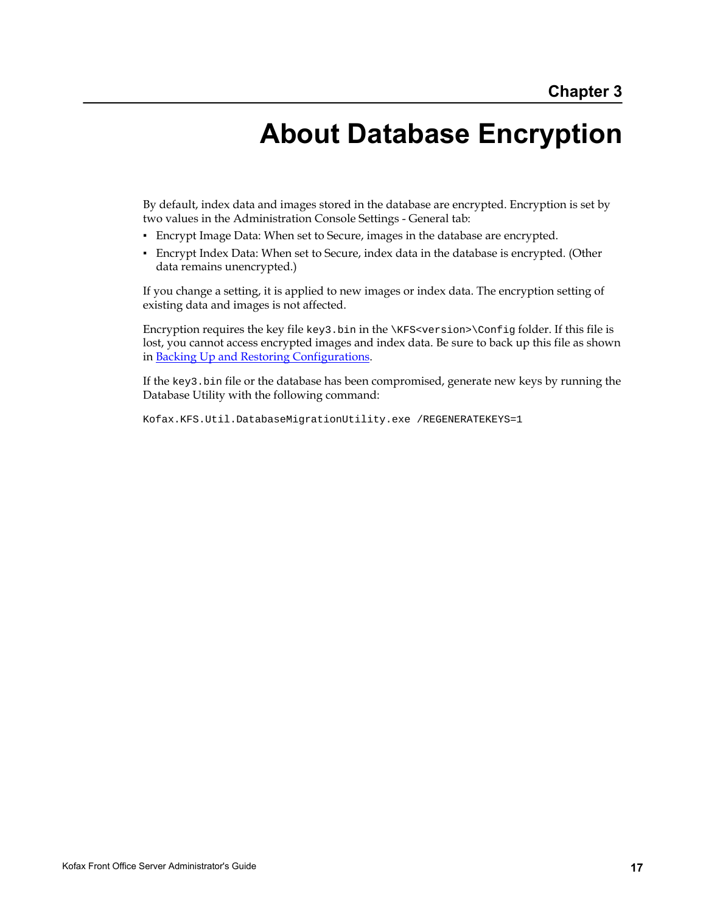Chapter 3

# About Database Encryption

By default, index data and images stored in the database are encrypted. Encryption is set by two values in the Administration Console Settings - General tab:

- Encrypt Image Data: When set to Secure, images in the database are encrypted.
- Encrypt Index Data: When set to Secure, index data in the database is encrypted. (Other data remains unencrypted.)

If you change a setting, it is applied to new images or index data. The encryption setting of existing data and images is not affected.

Encryption requires the key file `key3.bin` in the `\KFS<version>\Config` folder. If this file is lost, you cannot access encrypted images and index data. Be sure to back up this file as shown in Backing Up and Restoring Configurations.

If the `key3.bin` file or the database has been compromised, generate new keys by running the Database Utility with the following command:

```
Kofax.KFS.Util.DatabaseMigrationUtility.exe /REGENERATEKEYS=1
```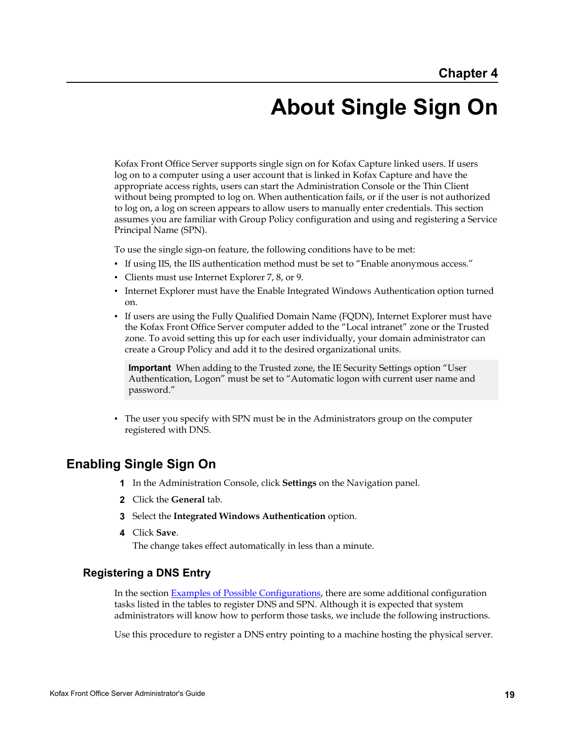Chapter 4

# About Single Sign On

Kofax Front Office Server supports single sign on for Kofax Capture linked users. If users log on to a computer using a user account that is linked in Kofax Capture and have the appropriate access rights, users can start the Administration Console or the Thin Client without being prompted to log on. When authentication fails, or if the user is not authorized to log on, a log on screen appears to allow users to manually enter credentials. This section assumes you are familiar with Group Policy configuration and using and registering a Service Principal Name (SPN).

To use the single sign-on feature, the following conditions have to be met:

- If using IIS, the IIS authentication method must be set to “Enable anonymous access.”
- Clients must use Internet Explorer 7, 8, or 9.
- Internet Explorer must have the Enable Integrated Windows Authentication option turned on.
- If users are using the Fully Qualified Domain Name (FQDN), Internet Explorer must have the Kofax Front Office Server computer added to the “Local intranet” zone or the Trusted zone. To avoid setting this up for each user individually, your domain administrator can create a Group Policy and add it to the desired organizational units.

> **Important** When adding to the Trusted zone, the IE Security Settings option “User Authentication, Logon” must be set to “Automatic logon with current user name and password.”

- The user you specify with SPN must be in the Administrators group on the computer registered with DNS.

## Enabling Single Sign On

1. In the Administration Console, click **Settings** on the Navigation panel.
2. Click the **General** tab.
3. Select the **Integrated Windows Authentication** option.
4. Click **Save**.
   The change takes effect automatically in less than a minute.

### Registering a DNS Entry

In the section Examples of Possible Configurations, there are some additional configuration tasks listed in the tables to register DNS and SPN. Although it is expected that system administrators will know how to perform those tasks, we include the following instructions.

Use this procedure to register a DNS entry pointing to a machine hosting the physical server.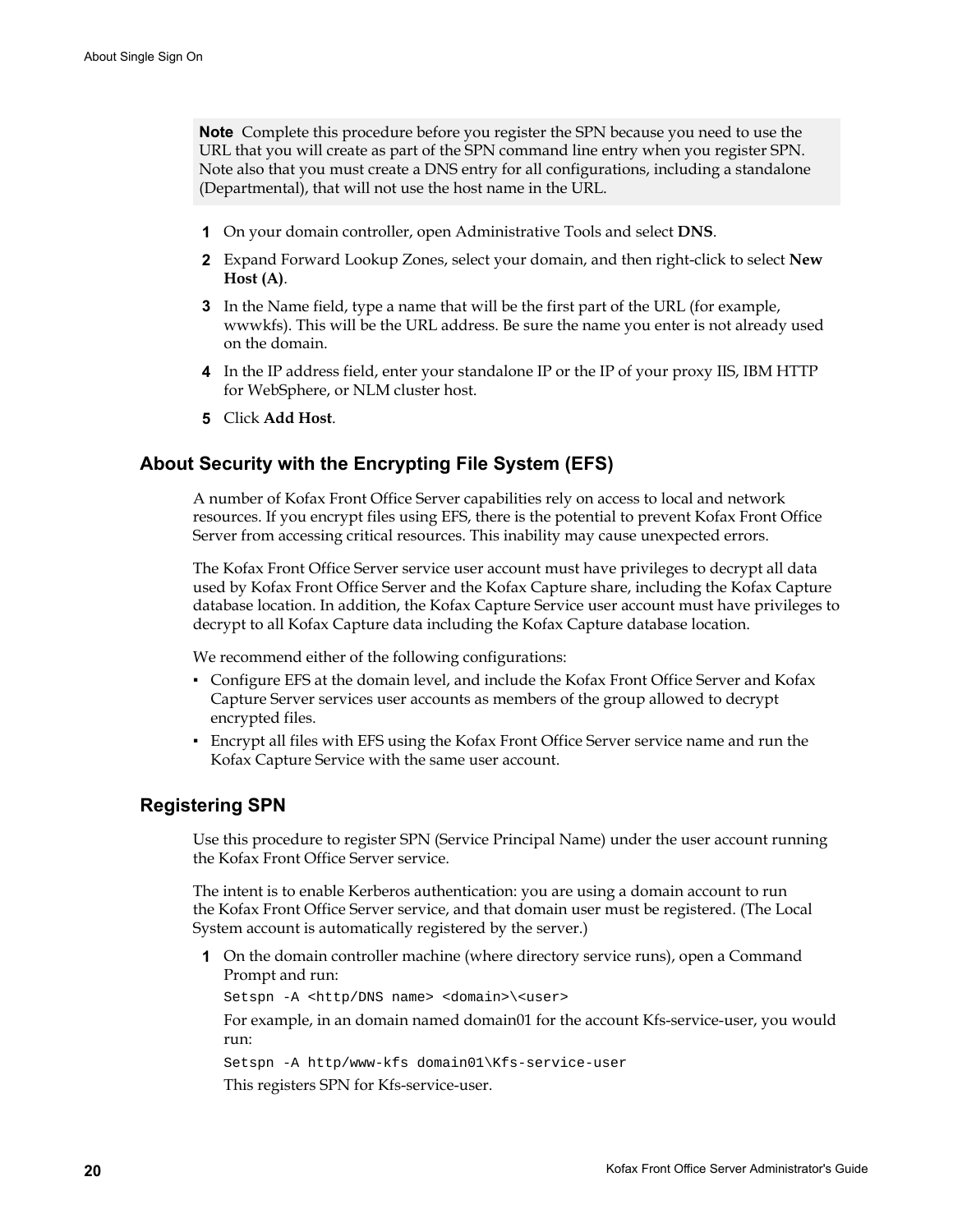> **Note** Complete this procedure before you register the SPN because you need to use the URL that you will create as part of the SPN command line entry when you register SPN. Note also that you must create a DNS entry for all configurations, including a standalone (Departmental), that will not use the host name in the URL.

1. On your domain controller, open Administrative Tools and select **DNS**.
2. Expand Forward Lookup Zones, select your domain, and then right-click to select **New Host (A)**.
3. In the Name field, type a name that will be the first part of the URL (for example, wwwkfs). This will be the URL address. Be sure the name you enter is not already used on the domain.
4. In the IP address field, enter your standalone IP or the IP of your proxy IIS, IBM HTTP for WebSphere, or NLM cluster host.
5. Click **Add Host**.

## About Security with the Encrypting File System (EFS)

A number of Kofax Front Office Server capabilities rely on access to local and network resources. If you encrypt files using EFS, there is the potential to prevent Kofax Front Office Server from accessing critical resources. This inability may cause unexpected errors.

The Kofax Front Office Server service user account must have privileges to decrypt all data used by Kofax Front Office Server and the Kofax Capture share, including the Kofax Capture database location. In addition, the Kofax Capture Service user account must have privileges to decrypt to all Kofax Capture data including the Kofax Capture database location.

We recommend either of the following configurations:

- Configure EFS at the domain level, and include the Kofax Front Office Server and Kofax Capture Server services user accounts as members of the group allowed to decrypt encrypted files.
- Encrypt all files with EFS using the Kofax Front Office Server service name and run the Kofax Capture Service with the same user account.

## Registering SPN

Use this procedure to register SPN (Service Principal Name) under the user account running the Kofax Front Office Server service.

The intent is to enable Kerberos authentication: you are using a domain account to run the Kofax Front Office Server service, and that domain user must be registered. (The Local System account is automatically registered by the server.)

1. On the domain controller machine (where directory service runs), open a Command Prompt and run:

   ```
   Setspn -A <http/DNS name> <domain>\<user>
   ```

   For example, in an domain named domain01 for the account Kfs-service-user, you would run:

   ```
   Setspn -A http/www-kfs domain01\Kfs-service-user
   ```

   This registers SPN for Kfs-service-user.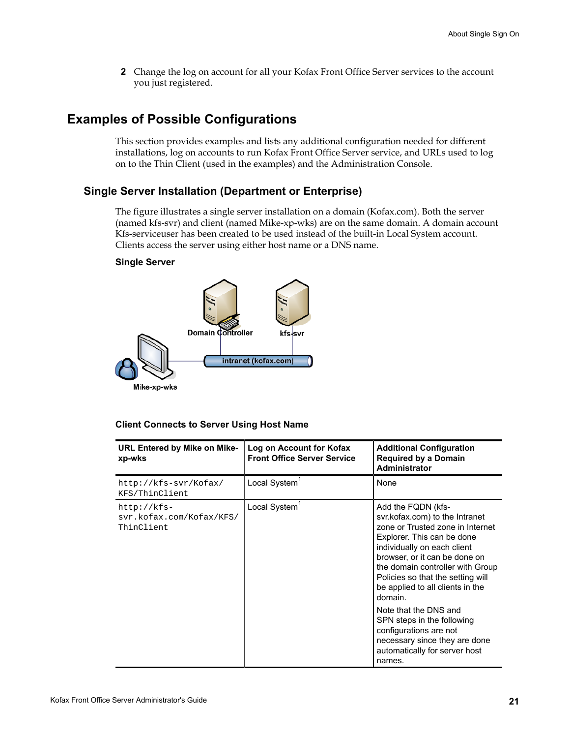2 Change the log on account for all your Kofax Front Office Server services to the account you just registered.

## Examples of Possible Configurations

This section provides examples and lists any additional configuration needed for different installations, log on accounts to run Kofax Front Office Server service, and URLs used to log on to the Thin Client (used in the examples) and the Administration Console.

### Single Server Installation (Department or Enterprise)

The figure illustrates a single server installation on a domain (Kofax.com). Both the server (named kfs-svr) and client (named Mike-xp-wks) are on the same domain. A domain account Kfs-serviceuser has been created to be used instead of the built-in Local System account. Clients access the server using either host name or a DNS name.

**Single Server**

**Client Connects to Server Using Host Name**

| URL Entered by Mike on Mike-xp-wks | Log on Account for Kofax Front Office Server Service | Additional Configuration Required by a Domain Administrator |
|---|---|---|
| `http://kfs-svr/Kofax/KFS/ThinClient` | Local System[1] | None |
| `http://kfs-svr.kofax.com/Kofax/KFS/ThinClient` | Local System[1] | Add the FQDN (kfs-svr.kofax.com) to the Intranet zone or Trusted zone in Internet Explorer. This can be done individually on each client browser, or it can be done on the domain controller with Group Policies so that the setting will be applied to all clients in the domain.<br><br>Note that the DNS and SPN steps in the following configurations are not necessary since they are done automatically for server host names. |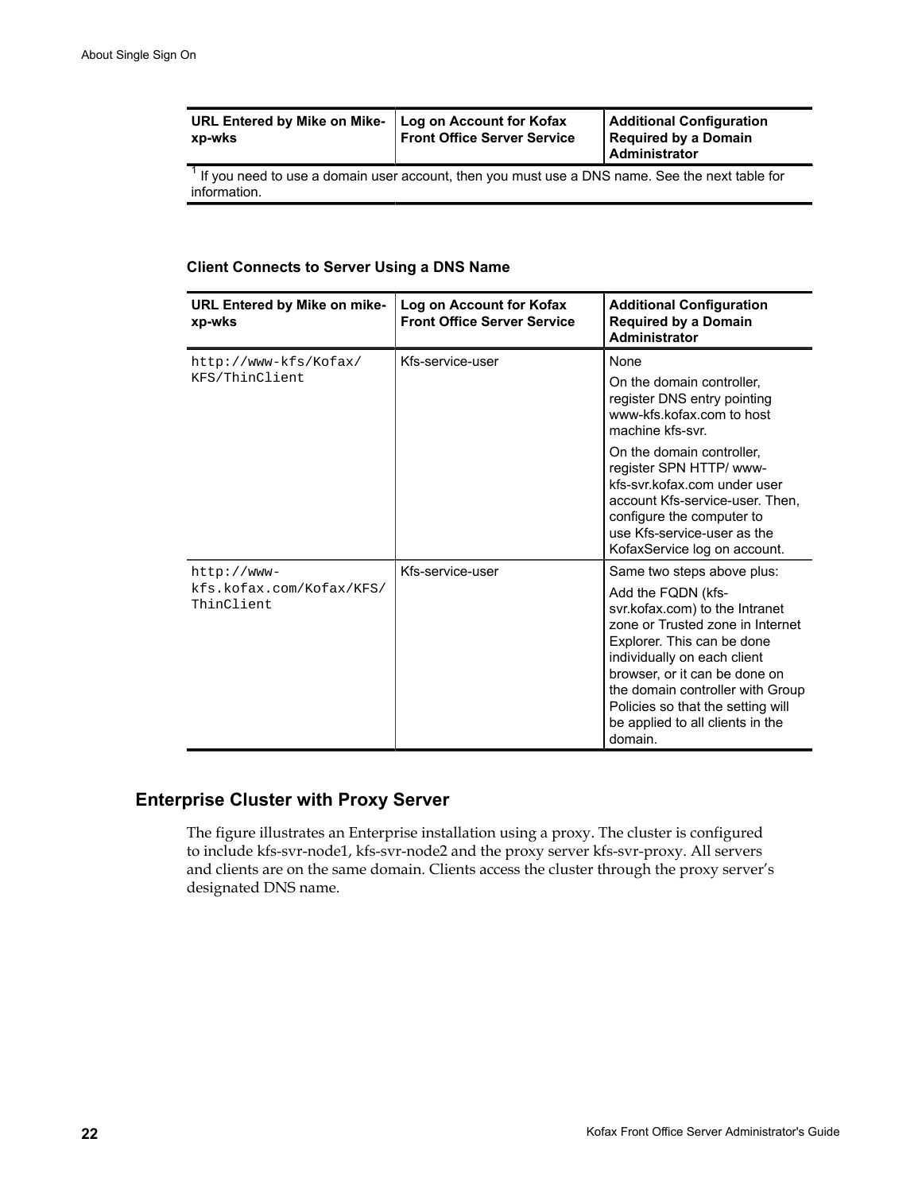| URL Entered by Mike on Mike-xp-wks | Log on Account for Kofax Front Office Server Service | Additional Configuration Required by a Domain Administrator |
|---|---|---|
| [1] If you need to use a domain user account, then you must use a DNS name. See the next table for information. | | |

**Client Connects to Server Using a DNS Name**

| URL Entered by Mike on mike-xp-wks | Log on Account for Kofax Front Office Server Service | Additional Configuration Required by a Domain Administrator |
|---|---|---|
| `http://www-kfs/Kofax/KFS/ThinClient` | Kfs-service-user | None<br><br>On the domain controller, register DNS entry pointing www-kfs.kofax.com to host machine kfs-svr.<br><br>On the domain controller, register SPN HTTP/ www-kfs-svr.kofax.com under user account Kfs-service-user. Then, configure the computer to use Kfs-service-user as the KofaxService log on account. |
| `http://www-kfs.kofax.com/Kofax/KFS/ThinClient` | Kfs-service-user | Same two steps above plus:<br><br>Add the FQDN (kfs-svr.kofax.com) to the Intranet zone or Trusted zone in Internet Explorer. This can be done individually on each client browser, or it can be done on the domain controller with Group Policies so that the setting will be applied to all clients in the domain. |

## Enterprise Cluster with Proxy Server

The figure illustrates an Enterprise installation using a proxy. The cluster is configured to include kfs-svr-node1, kfs-svr-node2 and the proxy server kfs-svr-proxy. All servers and clients are on the same domain. Clients access the cluster through the proxy server's designated DNS name.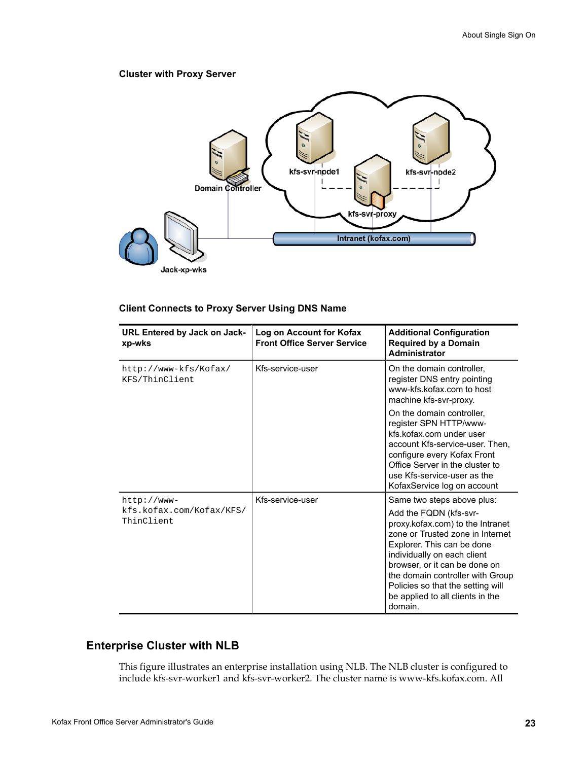**Cluster with Proxy Server**

**Client Connects to Proxy Server Using DNS Name**

| URL Entered by Jack on Jack-xp-wks | Log on Account for Kofax Front Office Server Service | Additional Configuration Required by a Domain Administrator |
|---|---|---|
| `http://www-kfs/Kofax/KFS/ThinClient` | Kfs-service-user | On the domain controller, register DNS entry pointing www-kfs.kofax.com to host machine kfs-svr-proxy.<br><br>On the domain controller, register SPN HTTP/www-kfs.kofax.com under user account Kfs-service-user. Then, configure every Kofax Front Office Server in the cluster to use Kfs-service-user as the KofaxService log on account |
| `http://www-kfs.kofax.com/Kofax/KFS/ThinClient` | Kfs-service-user | Same two steps above plus:<br><br>Add the FQDN (kfs-svr-proxy.kofax.com) to the Intranet zone or Trusted zone in Internet Explorer. This can be done individually on each client browser, or it can be done on the domain controller with Group Policies so that the setting will be applied to all clients in the domain. |

## Enterprise Cluster with NLB

This figure illustrates an enterprise installation using NLB. The NLB cluster is configured to include kfs-svr-worker1 and kfs-svr-worker2. The cluster name is www-kfs.kofax.com. All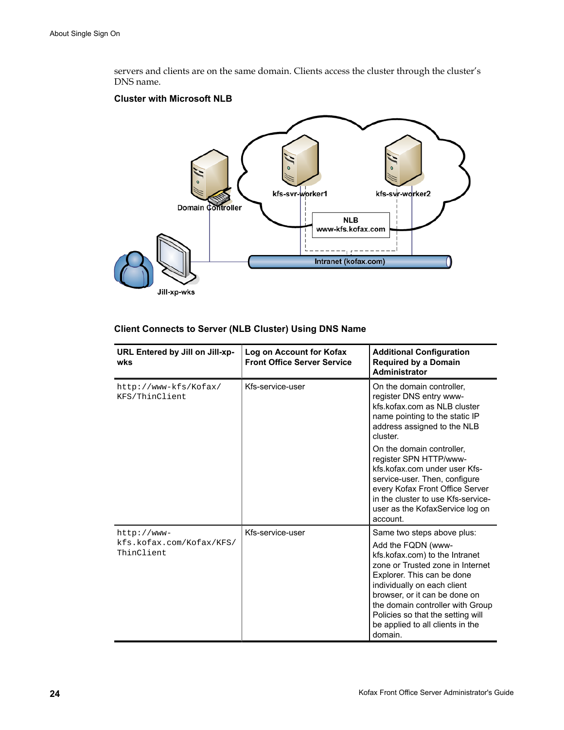servers and clients are on the same domain. Clients access the cluster through the cluster's DNS name.

**Cluster with Microsoft NLB**

**Client Connects to Server (NLB Cluster) Using DNS Name**

| URL Entered by Jill on Jill-xp-wks | Log on Account for Kofax Front Office Server Service | Additional Configuration Required by a Domain Administrator |
|---|---|---|
| `http://www-kfs/Kofax/KFS/ThinClient` | Kfs-service-user | On the domain controller, register DNS entry www-kfs.kofax.com as NLB cluster name pointing to the static IP address assigned to the NLB cluster.<br><br>On the domain controller, register SPN HTTP/www-kfs.kofax.com under user Kfs-service-user. Then, configure every Kofax Front Office Server in the cluster to use Kfs-service-user as the KofaxService log on account. |
| `http://www-kfs.kofax.com/Kofax/KFS/ThinClient` | Kfs-service-user | Same two steps above plus:<br><br>Add the FQDN (www-kfs.kofax.com) to the Intranet zone or Trusted zone in Internet Explorer. This can be done individually on each client browser, or it can be done on the domain controller with Group Policies so that the setting will be applied to all clients in the domain. |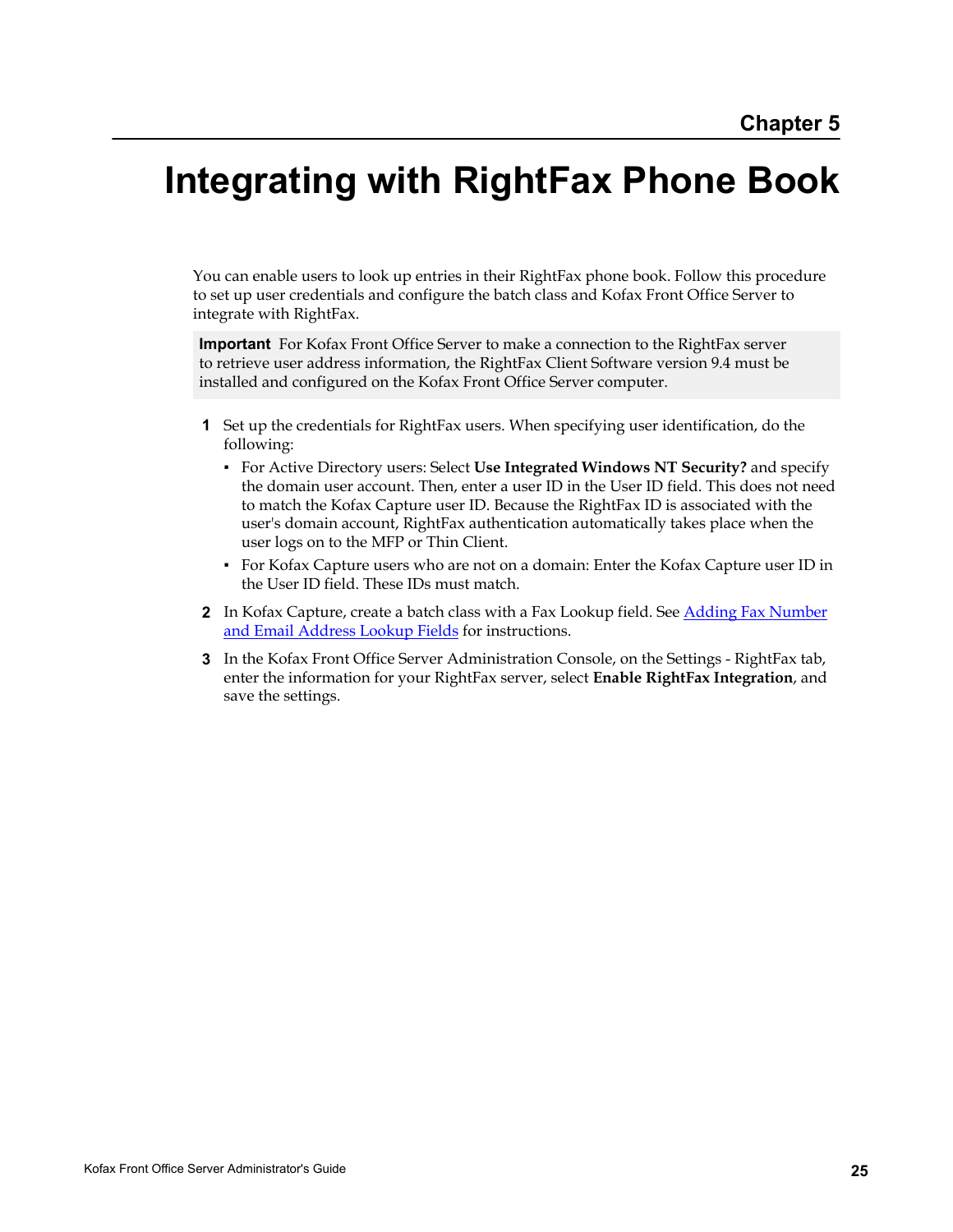Chapter 5

# Integrating with RightFax Phone Book

You can enable users to look up entries in their RightFax phone book. Follow this procedure to set up user credentials and configure the batch class and Kofax Front Office Server to integrate with RightFax.

> **Important** For Kofax Front Office Server to make a connection to the RightFax server to retrieve user address information, the RightFax Client Software version 9.4 must be installed and configured on the Kofax Front Office Server computer.

1. Set up the credentials for RightFax users. When specifying user identification, do the following:
   - For Active Directory users: Select **Use Integrated Windows NT Security?** and specify the domain user account. Then, enter a user ID in the User ID field. This does not need to match the Kofax Capture user ID. Because the RightFax ID is associated with the user's domain account, RightFax authentication automatically takes place when the user logs on to the MFP or Thin Client.
   - For Kofax Capture users who are not on a domain: Enter the Kofax Capture user ID in the User ID field. These IDs must match.
2. In Kofax Capture, create a batch class with a Fax Lookup field. See Adding Fax Number and Email Address Lookup Fields for instructions.
3. In the Kofax Front Office Server Administration Console, on the Settings - RightFax tab, enter the information for your RightFax server, select **Enable RightFax Integration**, and save the settings.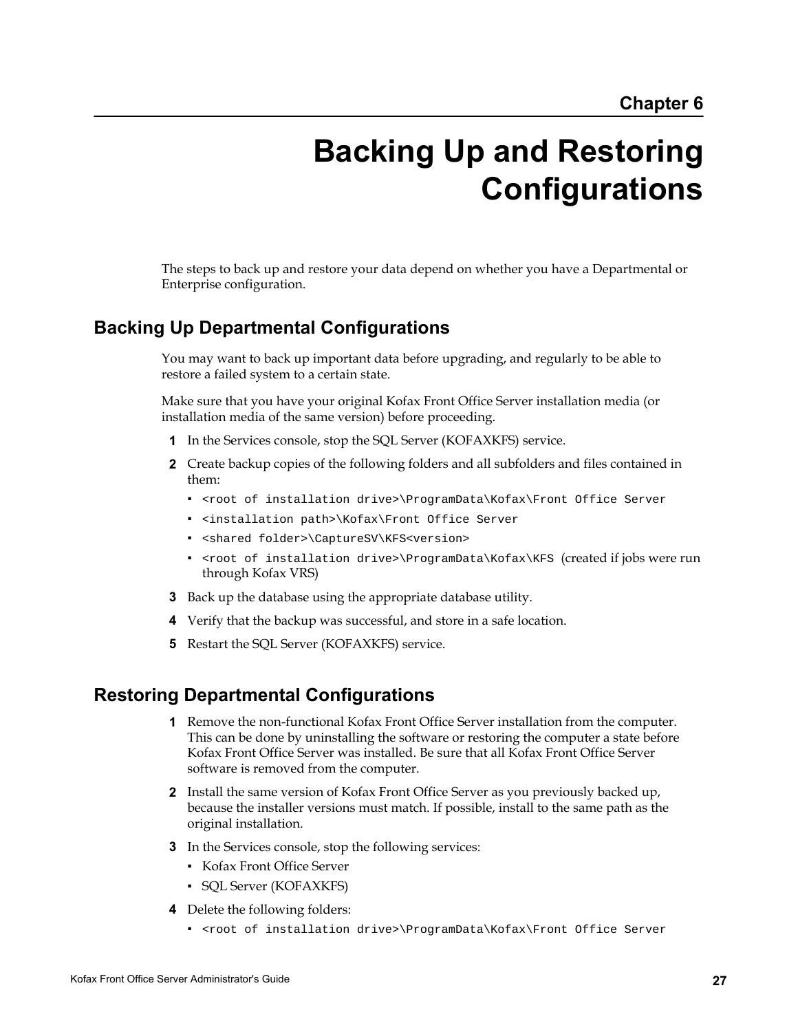Chapter 6

# Backing Up and Restoring Configurations

The steps to back up and restore your data depend on whether you have a Departmental or Enterprise configuration.

## Backing Up Departmental Configurations

You may want to back up important data before upgrading, and regularly to be able to restore a failed system to a certain state.

Make sure that you have your original Kofax Front Office Server installation media (or installation media of the same version) before proceeding.

1. In the Services console, stop the SQL Server (KOFAXKFS) service.
2. Create backup copies of the following folders and all subfolders and files contained in them:
   - `<root of installation drive>\ProgramData\Kofax\Front Office Server`
   - `<installation path>\Kofax\Front Office Server`
   - `<shared folder>\CaptureSV\KFS<version>`
   - `<root of installation drive>\ProgramData\Kofax\KFS` (created if jobs were run through Kofax VRS)
3. Back up the database using the appropriate database utility.
4. Verify that the backup was successful, and store in a safe location.
5. Restart the SQL Server (KOFAXKFS) service.

## Restoring Departmental Configurations

1. Remove the non-functional Kofax Front Office Server installation from the computer. This can be done by uninstalling the software or restoring the computer a state before Kofax Front Office Server was installed. Be sure that all Kofax Front Office Server software is removed from the computer.
2. Install the same version of Kofax Front Office Server as you previously backed up, because the installer versions must match. If possible, install to the same path as the original installation.
3. In the Services console, stop the following services:
   - Kofax Front Office Server
   - SQL Server (KOFAXKFS)
4. Delete the following folders:
   - `<root of installation drive>\ProgramData\Kofax\Front Office Server`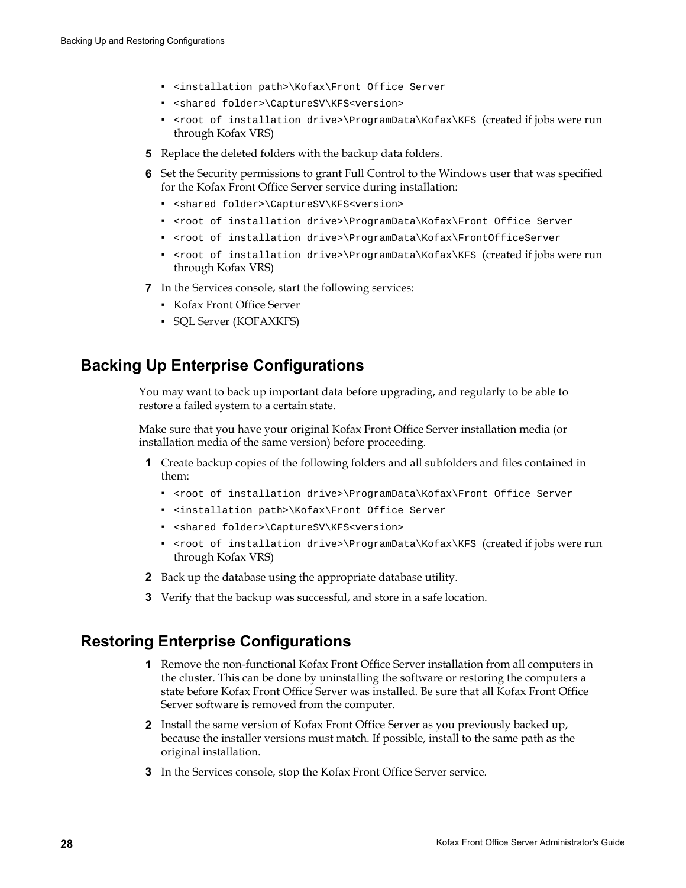- `<installation path>\Kofax\Front Office Server`
- `<shared folder>\CaptureSV\KFS<version>`
- `<root of installation drive>\ProgramData\Kofax\KFS` (created if jobs were run through Kofax VRS)

5. Replace the deleted folders with the backup data folders.
6. Set the Security permissions to grant Full Control to the Windows user that was specified for the Kofax Front Office Server service during installation:
   - `<shared folder>\CaptureSV\KFS<version>`
   - `<root of installation drive>\ProgramData\Kofax\Front Office Server`
   - `<root of installation drive>\ProgramData\Kofax\FrontOfficeServer`
   - `<root of installation drive>\ProgramData\Kofax\KFS` (created if jobs were run through Kofax VRS)
7. In the Services console, start the following services:
   - Kofax Front Office Server
   - SQL Server (KOFAXKFS)

## Backing Up Enterprise Configurations

You may want to back up important data before upgrading, and regularly to be able to restore a failed system to a certain state.

Make sure that you have your original Kofax Front Office Server installation media (or installation media of the same version) before proceeding.

1. Create backup copies of the following folders and all subfolders and files contained in them:
   - `<root of installation drive>\ProgramData\Kofax\Front Office Server`
   - `<installation path>\Kofax\Front Office Server`
   - `<shared folder>\CaptureSV\KFS<version>`
   - `<root of installation drive>\ProgramData\Kofax\KFS` (created if jobs were run through Kofax VRS)
2. Back up the database using the appropriate database utility.
3. Verify that the backup was successful, and store in a safe location.

## Restoring Enterprise Configurations

1. Remove the non-functional Kofax Front Office Server installation from all computers in the cluster. This can be done by uninstalling the software or restoring the computers a state before Kofax Front Office Server was installed. Be sure that all Kofax Front Office Server software is removed from the computer.
2. Install the same version of Kofax Front Office Server as you previously backed up, because the installer versions must match. If possible, install to the same path as the original installation.
3. In the Services console, stop the Kofax Front Office Server service.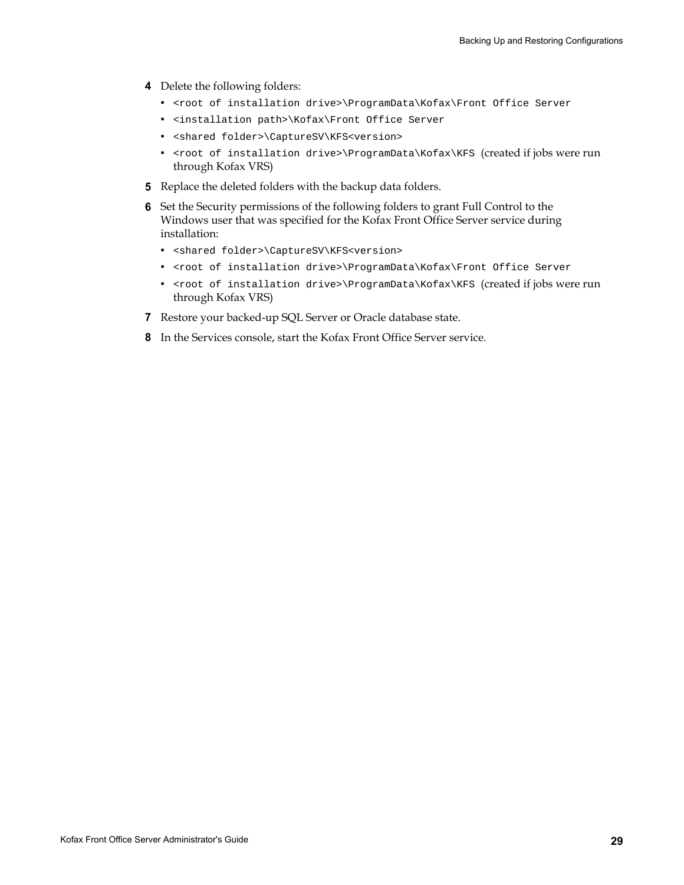4. Delete the following folders:
   - `<root of installation drive>\ProgramData\Kofax\Front Office Server`
   - `<installation path>\Kofax\Front Office Server`
   - `<shared folder>\CaptureSV\KFS<version>`
   - `<root of installation drive>\ProgramData\Kofax\KFS` (created if jobs were run through Kofax VRS)
5. Replace the deleted folders with the backup data folders.
6. Set the Security permissions of the following folders to grant Full Control to the Windows user that was specified for the Kofax Front Office Server service during installation:
   - `<shared folder>\CaptureSV\KFS<version>`
   - `<root of installation drive>\ProgramData\Kofax\Front Office Server`
   - `<root of installation drive>\ProgramData\Kofax\KFS` (created if jobs were run through Kofax VRS)
7. Restore your backed-up SQL Server or Oracle database state.
8. In the Services console, start the Kofax Front Office Server service.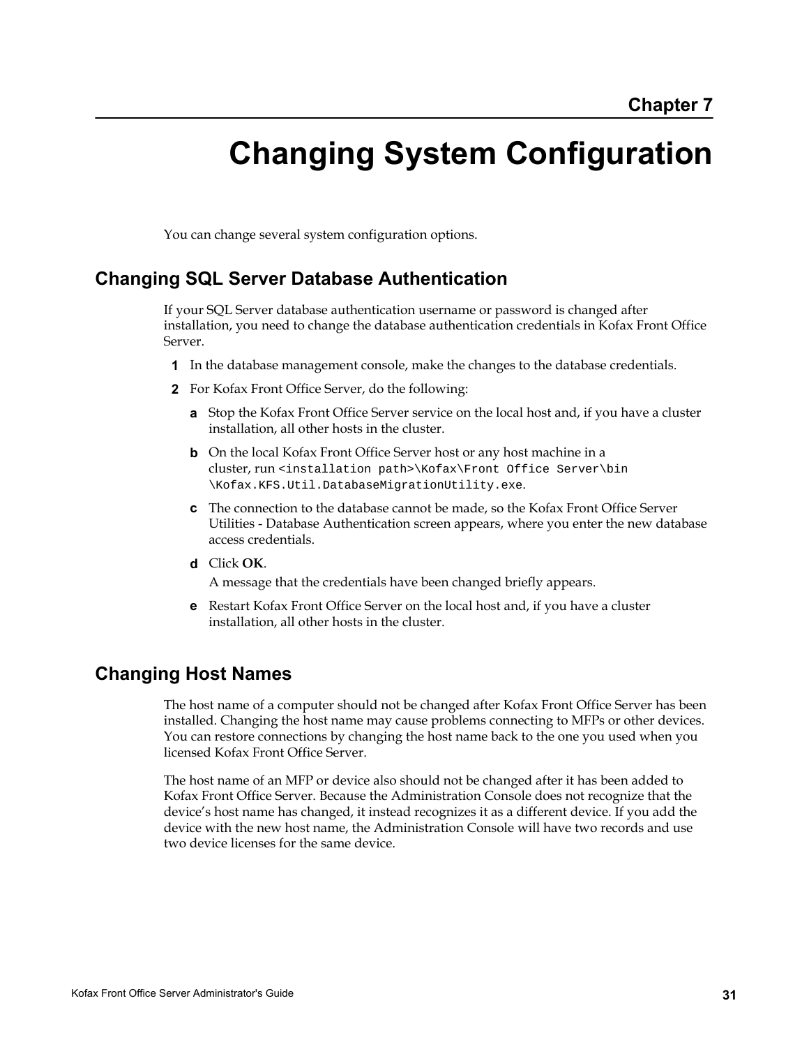Chapter 7

# Changing System Configuration

You can change several system configuration options.

## Changing SQL Server Database Authentication

If your SQL Server database authentication username or password is changed after installation, you need to change the database authentication credentials in Kofax Front Office Server.

1. In the database management console, make the changes to the database credentials.
2. For Kofax Front Office Server, do the following:
   - **a** Stop the Kofax Front Office Server service on the local host and, if you have a cluster installation, all other hosts in the cluster.
   - **b** On the local Kofax Front Office Server host or any host machine in a cluster, run `<installation path>\Kofax\Front Office Server\bin\Kofax.KFS.Util.DatabaseMigrationUtility.exe`.
   - **c** The connection to the database cannot be made, so the Kofax Front Office Server Utilities - Database Authentication screen appears, where you enter the new database access credentials.
   - **d** Click **OK**.

     A message that the credentials have been changed briefly appears.
   - **e** Restart Kofax Front Office Server on the local host and, if you have a cluster installation, all other hosts in the cluster.

## Changing Host Names

The host name of a computer should not be changed after Kofax Front Office Server has been installed. Changing the host name may cause problems connecting to MFPs or other devices. You can restore connections by changing the host name back to the one you used when you licensed Kofax Front Office Server.

The host name of an MFP or device also should not be changed after it has been added to Kofax Front Office Server. Because the Administration Console does not recognize that the device's host name has changed, it instead recognizes it as a different device. If you add the device with the new host name, the Administration Console will have two records and use two device licenses for the same device.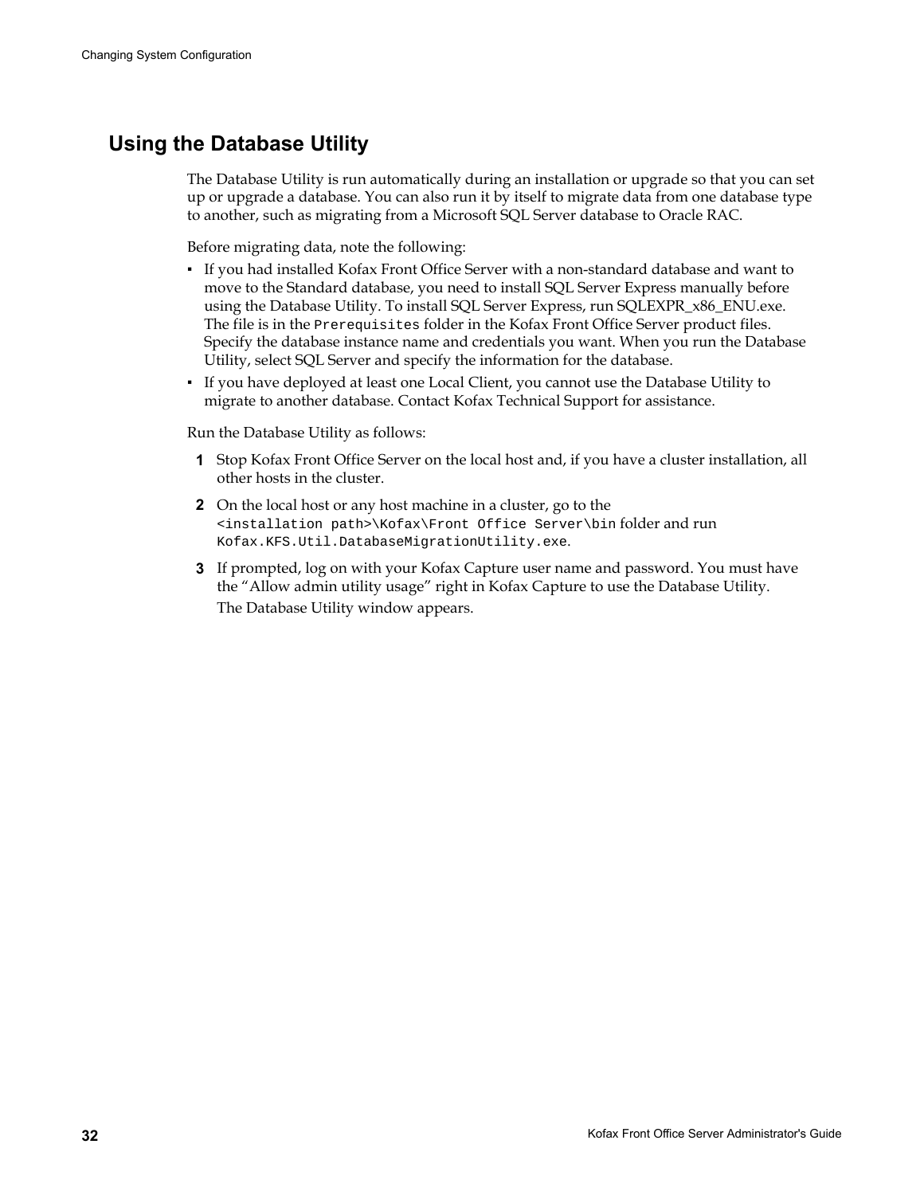## Using the Database Utility

The Database Utility is run automatically during an installation or upgrade so that you can set up or upgrade a database. You can also run it by itself to migrate data from one database type to another, such as migrating from a Microsoft SQL Server database to Oracle RAC.

Before migrating data, note the following:

- If you had installed Kofax Front Office Server with a non-standard database and want to move to the Standard database, you need to install SQL Server Express manually before using the Database Utility. To install SQL Server Express, run SQLEXPR_x86_ENU.exe. The file is in the `Prerequisites` folder in the Kofax Front Office Server product files. Specify the database instance name and credentials you want. When you run the Database Utility, select SQL Server and specify the information for the database.
- If you have deployed at least one Local Client, you cannot use the Database Utility to migrate to another database. Contact Kofax Technical Support for assistance.

Run the Database Utility as follows:

1. Stop Kofax Front Office Server on the local host and, if you have a cluster installation, all other hosts in the cluster.
2. On the local host or any host machine in a cluster, go to the `<installation path>\Kofax\Front Office Server\bin` folder and run `Kofax.KFS.Util.DatabaseMigrationUtility.exe`.
3. If prompted, log on with your Kofax Capture user name and password. You must have the “Allow admin utility usage” right in Kofax Capture to use the Database Utility.

   The Database Utility window appears.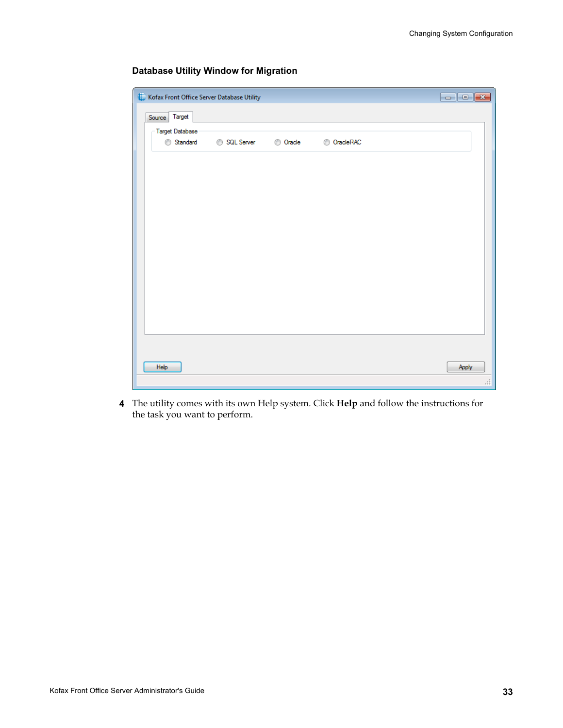**Database Utility Window for Migration**

4 The utility comes with its own Help system. Click **Help** and follow the instructions for the task you want to perform.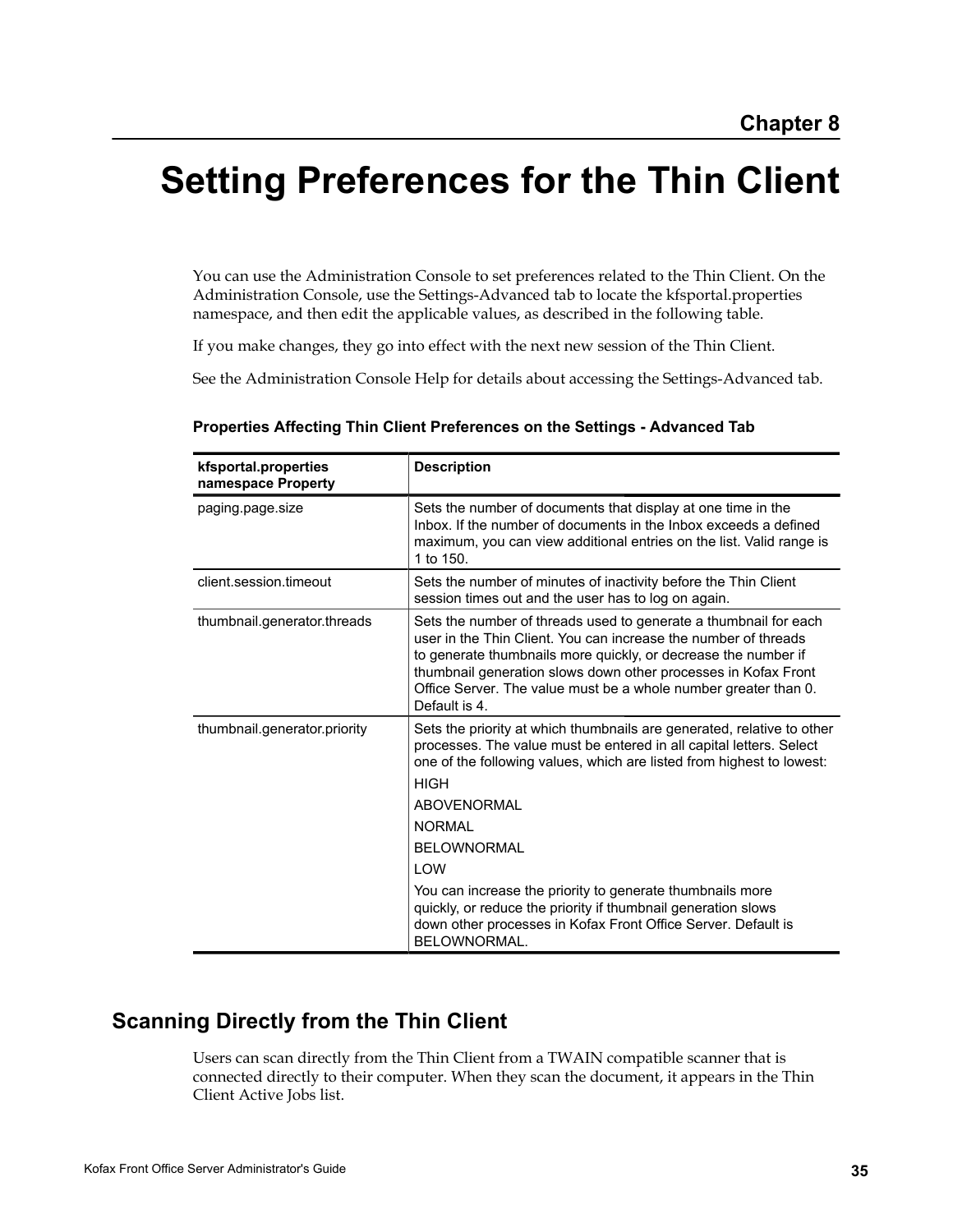Chapter 8

# Setting Preferences for the Thin Client

You can use the Administration Console to set preferences related to the Thin Client. On the Administration Console, use the Settings-Advanced tab to locate the kfsportal.properties namespace, and then edit the applicable values, as described in the following table.

If you make changes, they go into effect with the next new session of the Thin Client.

See the Administration Console Help for details about accessing the Settings-Advanced tab.

**Properties Affecting Thin Client Preferences on the Settings - Advanced Tab**

| kfsportal.properties namespace Property | Description |
|---|---|
| paging.page.size | Sets the number of documents that display at one time in the Inbox. If the number of documents in the Inbox exceeds a defined maximum, you can view additional entries on the list. Valid range is 1 to 150. |
| client.session.timeout | Sets the number of minutes of inactivity before the Thin Client session times out and the user has to log on again. |
| thumbnail.generator.threads | Sets the number of threads used to generate a thumbnail for each user in the Thin Client. You can increase the number of threads to generate thumbnails more quickly, or decrease the number if thumbnail generation slows down other processes in Kofax Front Office Server. The value must be a whole number greater than 0. Default is 4. |
| thumbnail.generator.priority | Sets the priority at which thumbnails are generated, relative to other processes. The value must be entered in all capital letters. Select one of the following values, which are listed from highest to lowest:<br>HIGH<br>ABOVENORMAL<br>NORMAL<br>BELOWNORMAL<br>LOW<br>You can increase the priority to generate thumbnails more quickly, or reduce the priority if thumbnail generation slows down other processes in Kofax Front Office Server. Default is BELOWNORMAL. |

## Scanning Directly from the Thin Client

Users can scan directly from the Thin Client from a TWAIN compatible scanner that is connected directly to their computer. When they scan the document, it appears in the Thin Client Active Jobs list.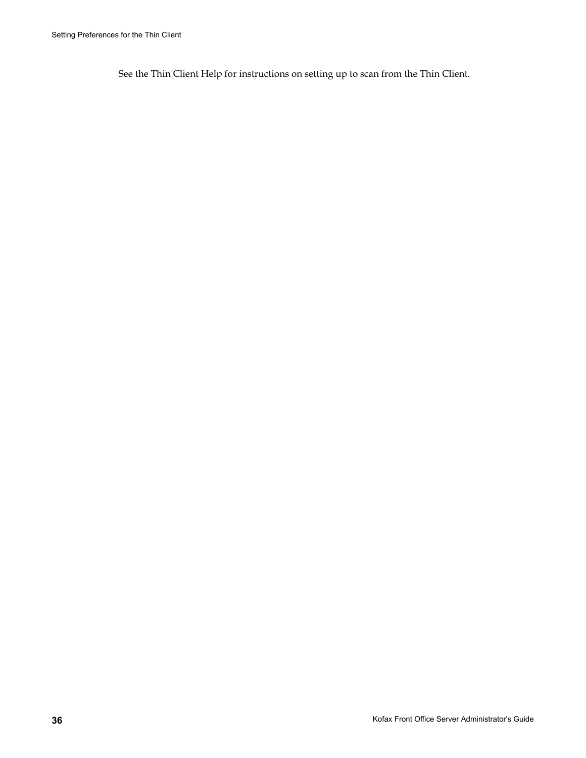See the Thin Client Help for instructions on setting up to scan from the Thin Client.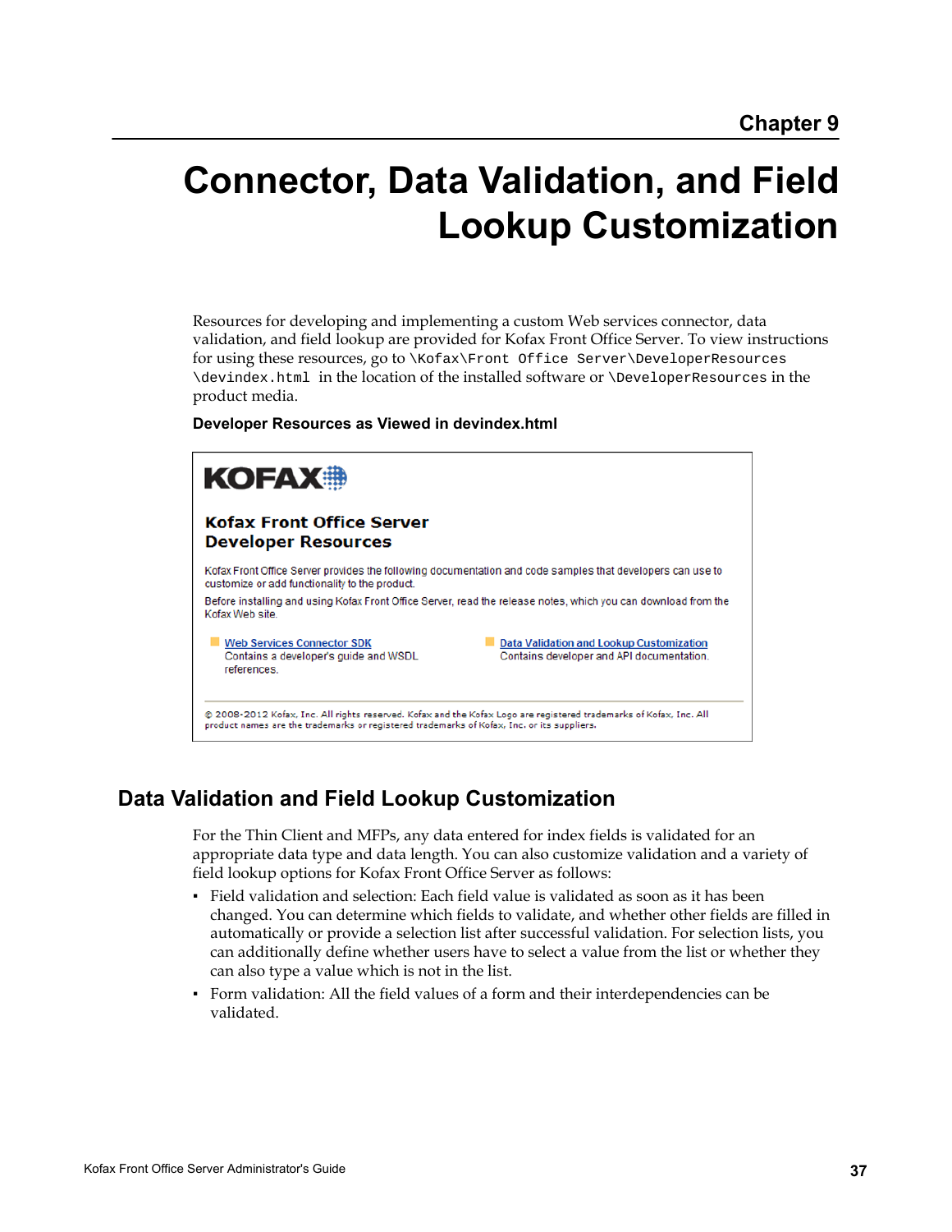Chapter 9

# Connector, Data Validation, and Field Lookup Customization

Resources for developing and implementing a custom Web services connector, data validation, and field lookup are provided for Kofax Front Office Server. To view instructions for using these resources, go to `\Kofax\Front Office Server\DeveloperResources\devindex.html` in the location of the installed software or `\DeveloperResources` in the product media.

**Developer Resources as Viewed in devindex.html**

KOFAX

**Kofax Front Office Server**
**Developer Resources**

Kofax Front Office Server provides the following documentation and code samples that developers can use to customize or add functionality to the product.

Before installing and using Kofax Front Office Server, read the release notes, which you can download from the Kofax Web site.

- Web Services Connector SDK
  Contains a developer's guide and WSDL references.
- Data Validation and Lookup Customization
  Contains developer and API documentation.

© 2008-2012 Kofax, Inc. All rights reserved. Kofax and the Kofax Logo are registered trademarks of Kofax, Inc. All product names are the trademarks or registered trademarks of Kofax, Inc. or its suppliers.

## Data Validation and Field Lookup Customization

For the Thin Client and MFPs, any data entered for index fields is validated for an appropriate data type and data length. You can also customize validation and a variety of field lookup options for Kofax Front Office Server as follows:

- Field validation and selection: Each field value is validated as soon as it has been changed. You can determine which fields to validate, and whether other fields are filled in automatically or provide a selection list after successful validation. For selection lists, you can additionally define whether users have to select a value from the list or whether they can also type a value which is not in the list.
- Form validation: All the field values of a form and their interdependencies can be validated.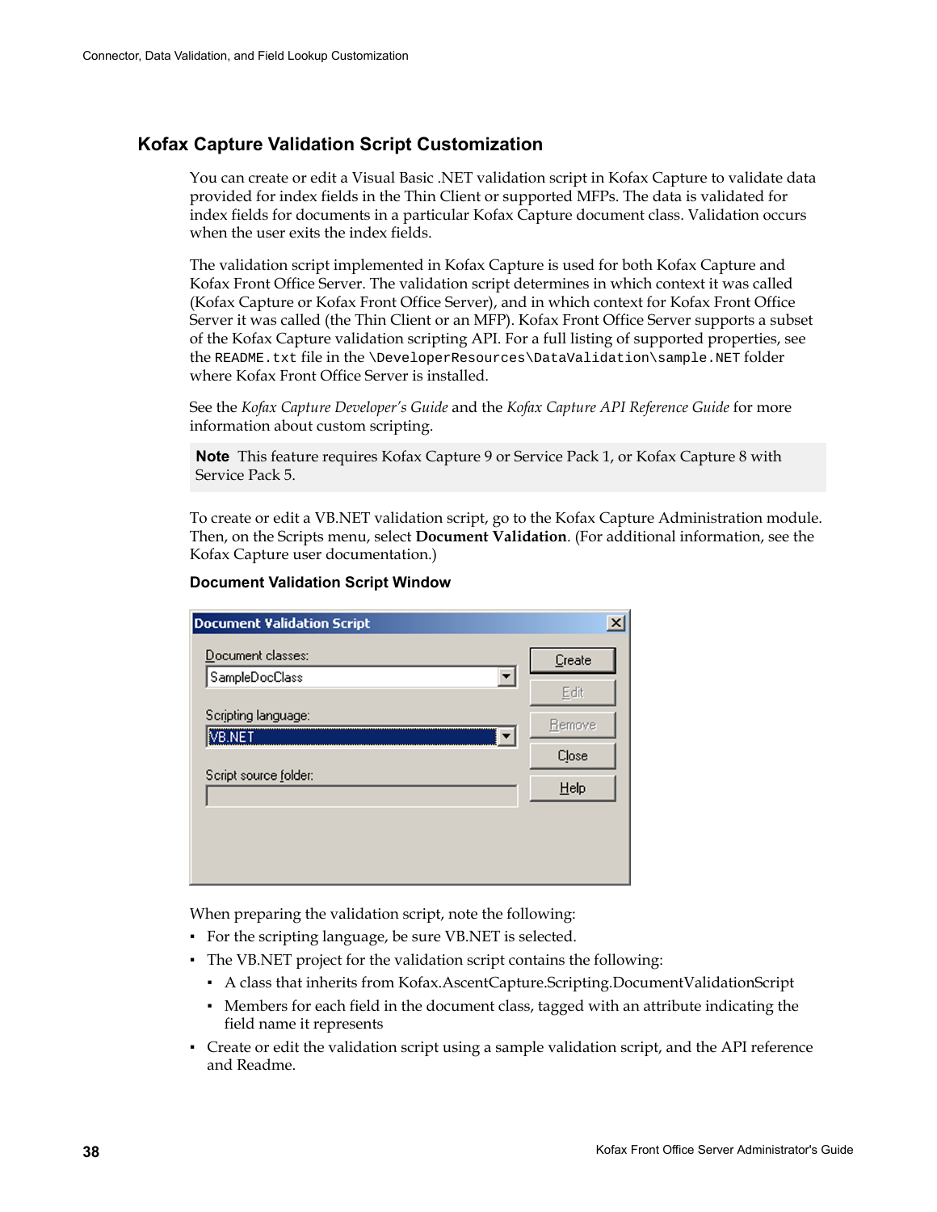## Kofax Capture Validation Script Customization

You can create or edit a Visual Basic .NET validation script in Kofax Capture to validate data provided for index fields in the Thin Client or supported MFPs. The data is validated for index fields for documents in a particular Kofax Capture document class. Validation occurs when the user exits the index fields.

The validation script implemented in Kofax Capture is used for both Kofax Capture and Kofax Front Office Server. The validation script determines in which context it was called (Kofax Capture or Kofax Front Office Server), and in which context for Kofax Front Office Server it was called (the Thin Client or an MFP). Kofax Front Office Server supports a subset of the Kofax Capture validation scripting API. For a full listing of supported properties, see the `README.txt` file in the `\DeveloperResources\DataValidation\sample.NET` folder where Kofax Front Office Server is installed.

See the *Kofax Capture Developer's Guide* and the *Kofax Capture API Reference Guide* for more information about custom scripting.

> **Note** This feature requires Kofax Capture 9 or Service Pack 1, or Kofax Capture 8 with Service Pack 5.

To create or edit a VB.NET validation script, go to the Kofax Capture Administration module. Then, on the Scripts menu, select **Document Validation**. (For additional information, see the Kofax Capture user documentation.)

**Document Validation Script Window**

When preparing the validation script, note the following:

- For the scripting language, be sure VB.NET is selected.
- The VB.NET project for the validation script contains the following:
  - A class that inherits from Kofax.AscentCapture.Scripting.DocumentValidationScript
  - Members for each field in the document class, tagged with an attribute indicating the field name it represents
- Create or edit the validation script using a sample validation script, and the API reference and Readme.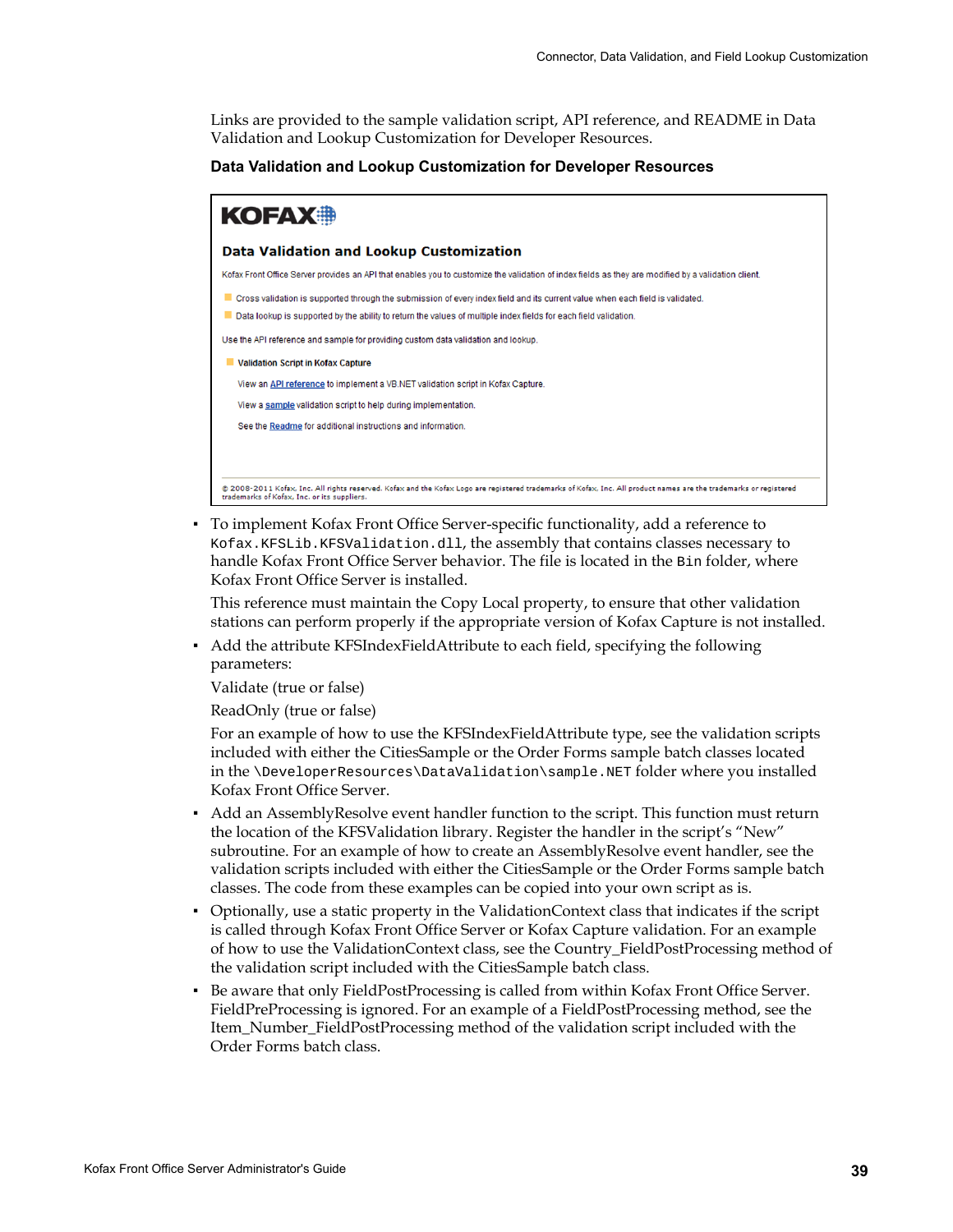Links are provided to the sample validation script, API reference, and README in Data Validation and Lookup Customization for Developer Resources.

**Data Validation and Lookup Customization for Developer Resources**

KOFAX

**Data Validation and Lookup Customization**

Kofax Front Office Server provides an API that enables you to customize the validation of index fields as they are modified by a validation client.

- Cross validation is supported through the submission of every index field and its current value when each field is validated.
- Data lookup is supported by the ability to return the values of multiple index fields for each field validation.

Use the API reference and sample for providing custom data validation and lookup.

- **Validation Script in Kofax Capture**

  View an API reference to implement a VB.NET validation script in Kofax Capture.

  View a sample validation script to help during implementation.

  See the Readme for additional instructions and information.

© 2008-2011 Kofax, Inc. All rights reserved. Kofax and the Kofax Logo are registered trademarks of Kofax, Inc. All product names are the trademarks or registered trademarks of Kofax, Inc. or its suppliers.

- To implement Kofax Front Office Server-specific functionality, add a reference to `Kofax.KFSLib.KFSValidation.dll`, the assembly that contains classes necessary to handle Kofax Front Office Server behavior. The file is located in the `Bin` folder, where Kofax Front Office Server is installed.

  This reference must maintain the Copy Local property, to ensure that other validation stations can perform properly if the appropriate version of Kofax Capture is not installed.

- Add the attribute KFSIndexFieldAttribute to each field, specifying the following parameters:

  Validate (true or false)

  ReadOnly (true or false)

  For an example of how to use the KFSIndexFieldAttribute type, see the validation scripts included with either the CitiesSample or the Order Forms sample batch classes located in the `\DeveloperResources\DataValidation\sample.NET` folder where you installed Kofax Front Office Server.

- Add an AssemblyResolve event handler function to the script. This function must return the location of the KFSValidation library. Register the handler in the script's "New" subroutine. For an example of how to create an AssemblyResolve event handler, see the validation scripts included with either the CitiesSample or the Order Forms sample batch classes. The code from these examples can be copied into your own script as is.

- Optionally, use a static property in the ValidationContext class that indicates if the script is called through Kofax Front Office Server or Kofax Capture validation. For an example of how to use the ValidationContext class, see the Country_FieldPostProcessing method of the validation script included with the CitiesSample batch class.

- Be aware that only FieldPostProcessing is called from within Kofax Front Office Server. FieldPreProcessing is ignored. For an example of a FieldPostProcessing method, see the Item_Number_FieldPostProcessing method of the validation script included with the Order Forms batch class.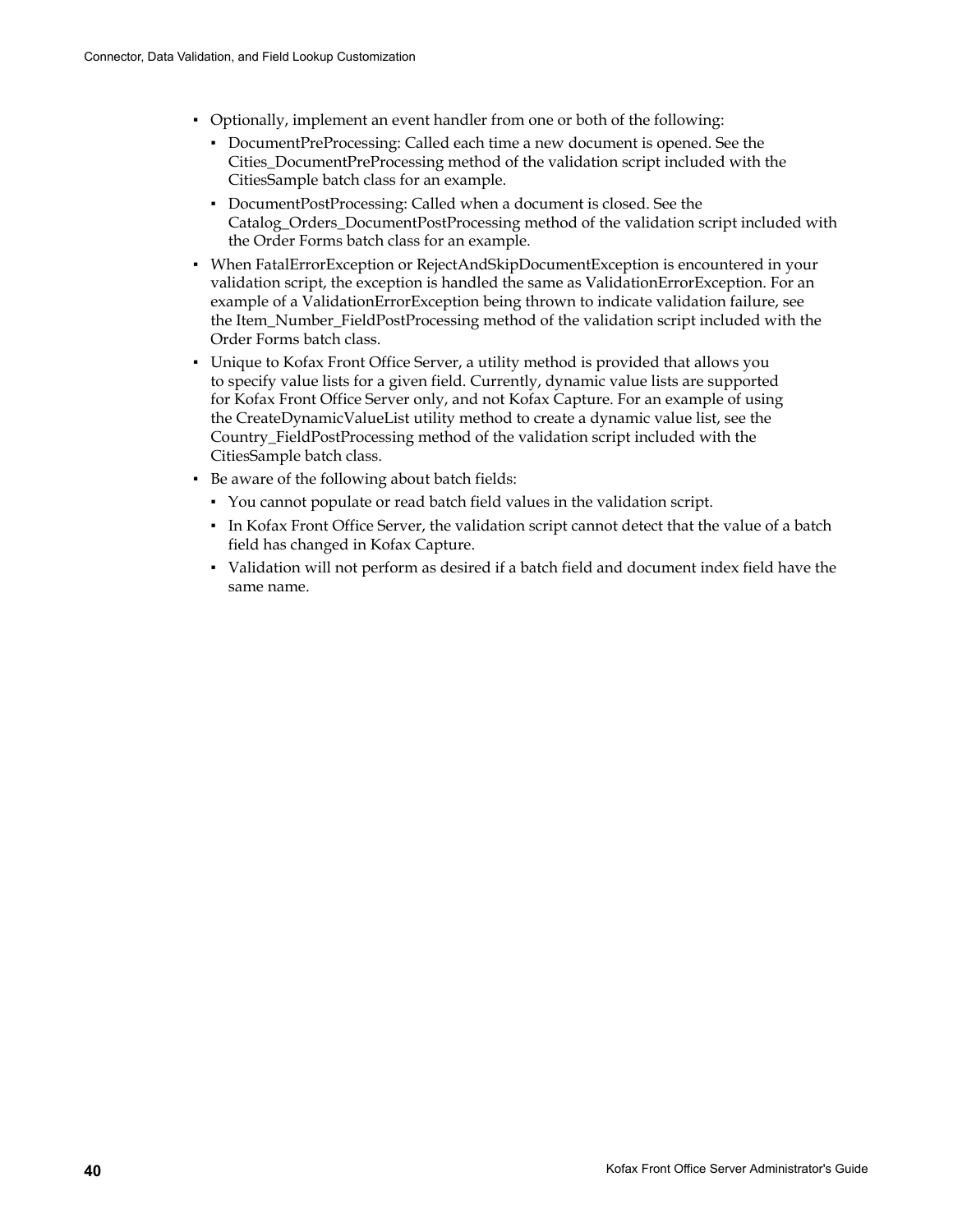- Optionally, implement an event handler from one or both of the following:
  - DocumentPreProcessing: Called each time a new document is opened. See the Cities_DocumentPreProcessing method of the validation script included with the CitiesSample batch class for an example.
  - DocumentPostProcessing: Called when a document is closed. See the Catalog_Orders_DocumentPostProcessing method of the validation script included with the Order Forms batch class for an example.
- When FatalErrorException or RejectAndSkipDocumentException is encountered in your validation script, the exception is handled the same as ValidationErrorException. For an example of a ValidationErrorException being thrown to indicate validation failure, see the Item_Number_FieldPostProcessing method of the validation script included with the Order Forms batch class.
- Unique to Kofax Front Office Server, a utility method is provided that allows you to specify value lists for a given field. Currently, dynamic value lists are supported for Kofax Front Office Server only, and not Kofax Capture. For an example of using the CreateDynamicValueList utility method to create a dynamic value list, see the Country_FieldPostProcessing method of the validation script included with the CitiesSample batch class.
- Be aware of the following about batch fields:
  - You cannot populate or read batch field values in the validation script.
  - In Kofax Front Office Server, the validation script cannot detect that the value of a batch field has changed in Kofax Capture.
  - Validation will not perform as desired if a batch field and document index field have the same name.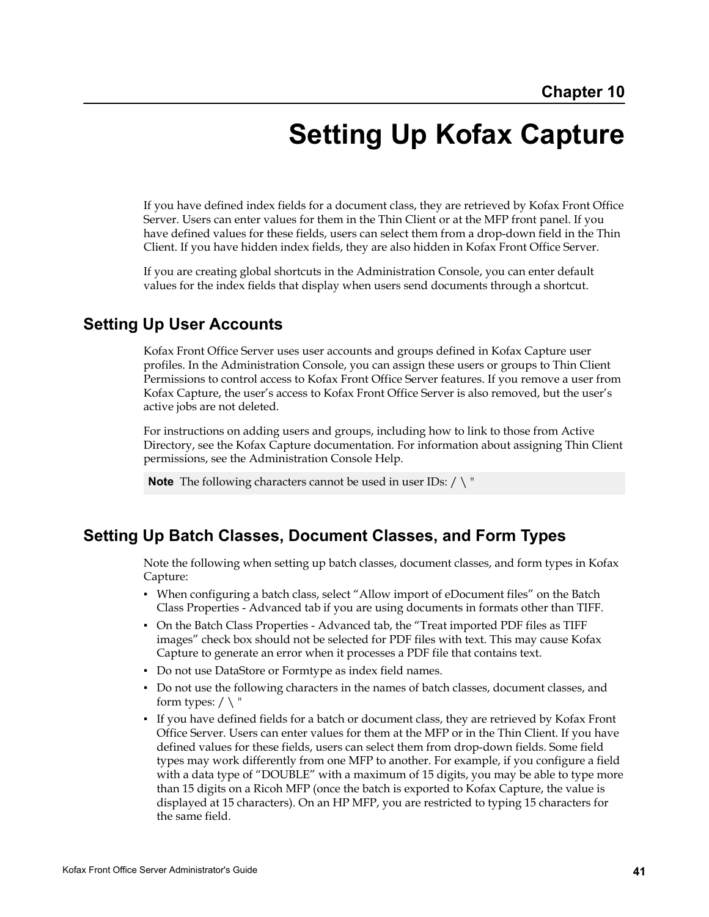Chapter 10

# Setting Up Kofax Capture

If you have defined index fields for a document class, they are retrieved by Kofax Front Office Server. Users can enter values for them in the Thin Client or at the MFP front panel. If you have defined values for these fields, users can select them from a drop-down field in the Thin Client. If you have hidden index fields, they are also hidden in Kofax Front Office Server.

If you are creating global shortcuts in the Administration Console, you can enter default values for the index fields that display when users send documents through a shortcut.

## Setting Up User Accounts

Kofax Front Office Server uses user accounts and groups defined in Kofax Capture user profiles. In the Administration Console, you can assign these users or groups to Thin Client Permissions to control access to Kofax Front Office Server features. If you remove a user from Kofax Capture, the user's access to Kofax Front Office Server is also removed, but the user's active jobs are not deleted.

For instructions on adding users and groups, including how to link to those from Active Directory, see the Kofax Capture documentation. For information about assigning Thin Client permissions, see the Administration Console Help.

**Note** The following characters cannot be used in user IDs: / \ "

## Setting Up Batch Classes, Document Classes, and Form Types

Note the following when setting up batch classes, document classes, and form types in Kofax Capture:

- When configuring a batch class, select "Allow import of eDocument files" on the Batch Class Properties - Advanced tab if you are using documents in formats other than TIFF.
- On the Batch Class Properties - Advanced tab, the "Treat imported PDF files as TIFF images" check box should not be selected for PDF files with text. This may cause Kofax Capture to generate an error when it processes a PDF file that contains text.
- Do not use DataStore or Formtype as index field names.
- Do not use the following characters in the names of batch classes, document classes, and form types: / \ "
- If you have defined fields for a batch or document class, they are retrieved by Kofax Front Office Server. Users can enter values for them at the MFP or in the Thin Client. If you have defined values for these fields, users can select them from drop-down fields. Some field types may work differently from one MFP to another. For example, if you configure a field with a data type of "DOUBLE" with a maximum of 15 digits, you may be able to type more than 15 digits on a Ricoh MFP (once the batch is exported to Kofax Capture, the value is displayed at 15 characters). On an HP MFP, you are restricted to typing 15 characters for the same field.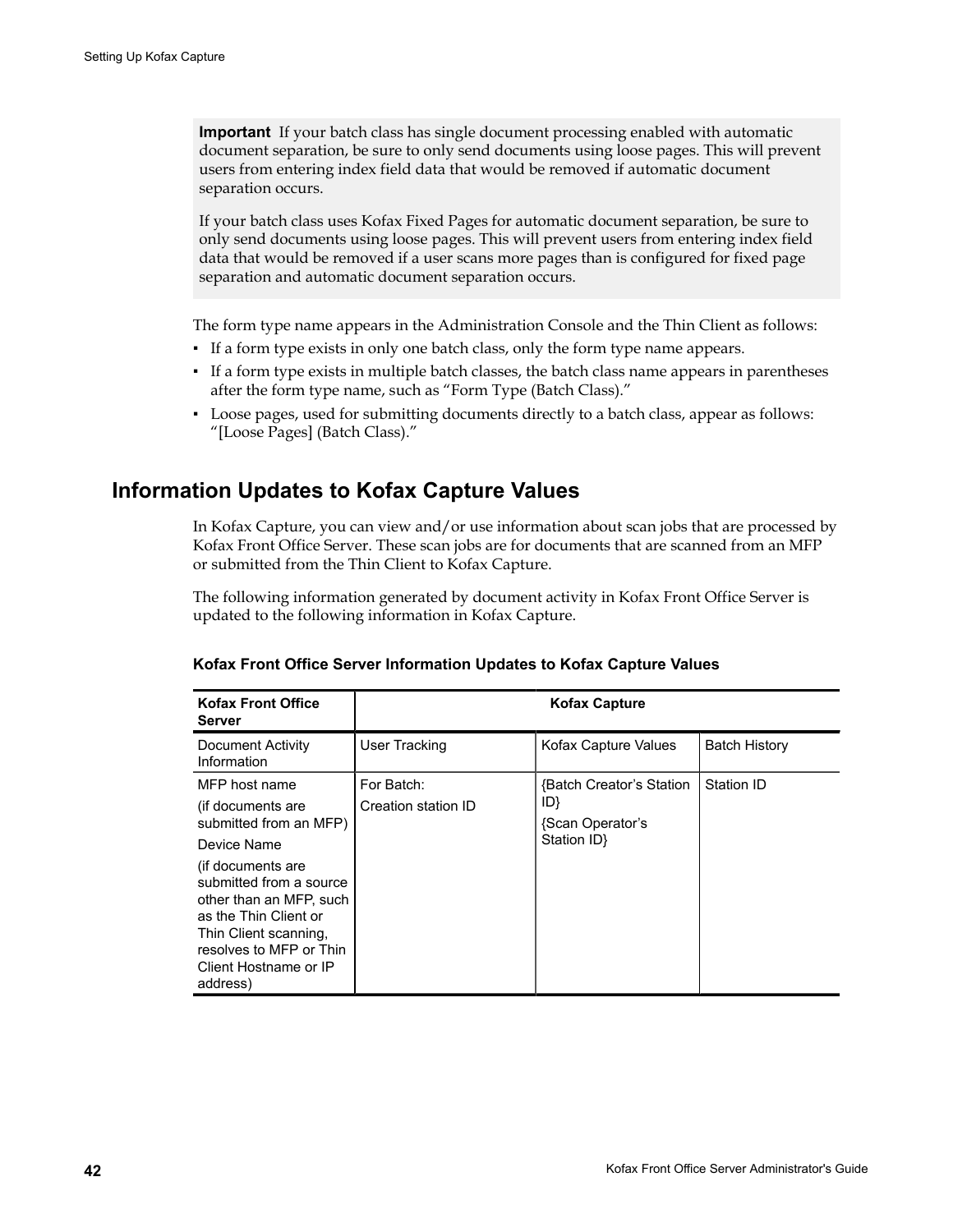**Important** If your batch class has single document processing enabled with automatic document separation, be sure to only send documents using loose pages. This will prevent users from entering index field data that would be removed if automatic document separation occurs.

If your batch class uses Kofax Fixed Pages for automatic document separation, be sure to only send documents using loose pages. This will prevent users from entering index field data that would be removed if a user scans more pages than is configured for fixed page separation and automatic document separation occurs.

The form type name appears in the Administration Console and the Thin Client as follows:

- If a form type exists in only one batch class, only the form type name appears.
- If a form type exists in multiple batch classes, the batch class name appears in parentheses after the form type name, such as "Form Type (Batch Class)."
- Loose pages, used for submitting documents directly to a batch class, appear as follows: "[Loose Pages] (Batch Class)."

## Information Updates to Kofax Capture Values

In Kofax Capture, you can view and/or use information about scan jobs that are processed by Kofax Front Office Server. These scan jobs are for documents that are scanned from an MFP or submitted from the Thin Client to Kofax Capture.

The following information generated by document activity in Kofax Front Office Server is updated to the following information in Kofax Capture.

**Kofax Front Office Server Information Updates to Kofax Capture Values**

| Kofax Front Office Server | Kofax Capture | | |
|---|---|---|---|
| Document Activity Information | User Tracking | Kofax Capture Values | Batch History |
| MFP host name (if documents are submitted from an MFP) Device Name (if documents are submitted from a source other than an MFP, such as the Thin Client or Thin Client scanning, resolves to MFP or Thin Client Hostname or IP address) | For Batch: Creation station ID | {Batch Creator's Station ID} {Scan Operator's Station ID} | Station ID |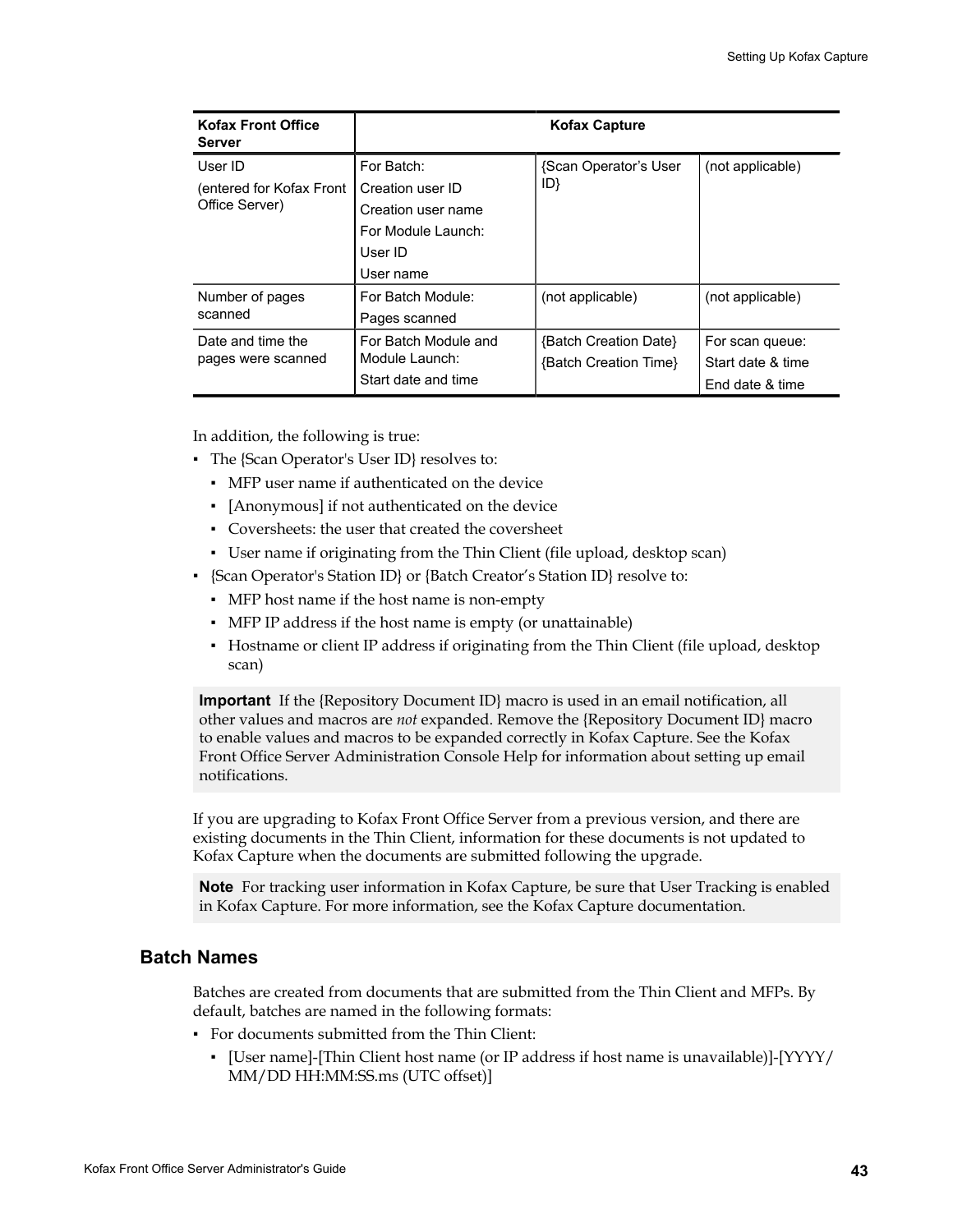| Kofax Front Office Server | Kofax Capture | | |
|---|---|---|---|
| User ID (entered for Kofax Front Office Server) | For Batch: Creation user ID Creation user name For Module Launch: User ID User name | {Scan Operator's User ID} | (not applicable) |
| Number of pages scanned | For Batch Module: Pages scanned | (not applicable) | (not applicable) |
| Date and time the pages were scanned | For Batch Module and Module Launch: Start date and time | {Batch Creation Date} {Batch Creation Time} | For scan queue: Start date & time End date & time |

In addition, the following is true:

- The {Scan Operator's User ID} resolves to:
  - MFP user name if authenticated on the device
  - [Anonymous] if not authenticated on the device
  - Coversheets: the user that created the coversheet
  - User name if originating from the Thin Client (file upload, desktop scan)
- {Scan Operator's Station ID} or {Batch Creator's Station ID} resolve to:
  - MFP host name if the host name is non-empty
  - MFP IP address if the host name is empty (or unattainable)
  - Hostname or client IP address if originating from the Thin Client (file upload, desktop scan)

**Important** If the {Repository Document ID} macro is used in an email notification, all other values and macros are *not* expanded. Remove the {Repository Document ID} macro to enable values and macros to be expanded correctly in Kofax Capture. See the Kofax Front Office Server Administration Console Help for information about setting up email notifications.

If you are upgrading to Kofax Front Office Server from a previous version, and there are existing documents in the Thin Client, information for these documents is not updated to Kofax Capture when the documents are submitted following the upgrade.

**Note** For tracking user information in Kofax Capture, be sure that User Tracking is enabled in Kofax Capture. For more information, see the Kofax Capture documentation.

## Batch Names

Batches are created from documents that are submitted from the Thin Client and MFPs. By default, batches are named in the following formats:

- For documents submitted from the Thin Client:
  - [User name]-[Thin Client host name (or IP address if host name is unavailable)]-[YYYY/MM/DD HH:MM:SS.ms (UTC offset)]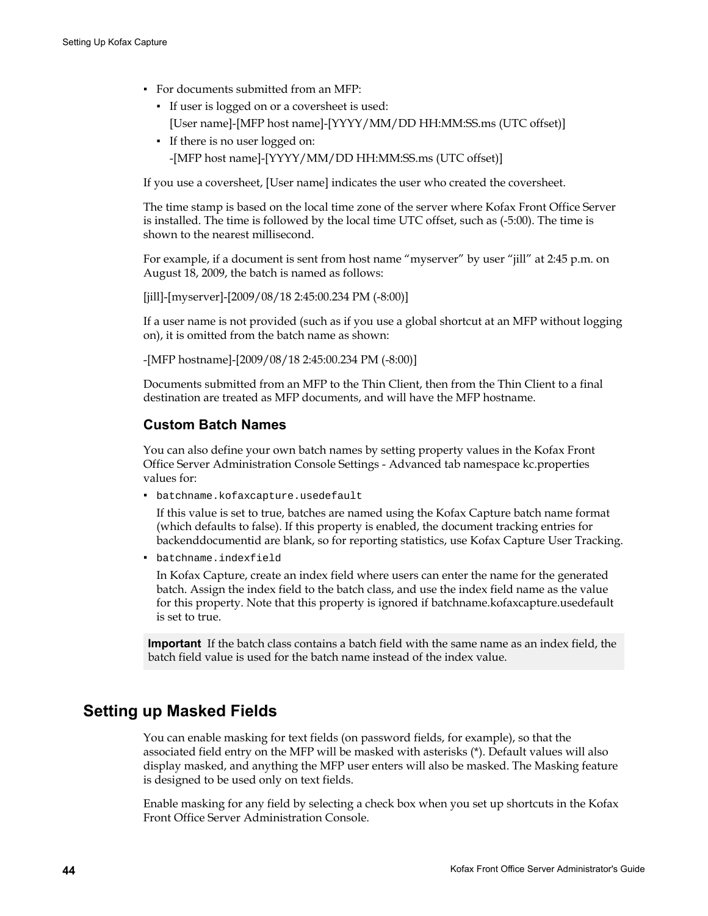- For documents submitted from an MFP:
  - If user is logged on or a coversheet is used:
    [User name]-[MFP host name]-[YYYY/MM/DD HH:MM:SS.ms (UTC offset)]
  - If there is no user logged on:
    -[MFP host name]-[YYYY/MM/DD HH:MM:SS.ms (UTC offset)]

If you use a coversheet, [User name] indicates the user who created the coversheet.

The time stamp is based on the local time zone of the server where Kofax Front Office Server is installed. The time is followed by the local time UTC offset, such as (-5:00). The time is shown to the nearest millisecond.

For example, if a document is sent from host name "myserver" by user "jill" at 2:45 p.m. on August 18, 2009, the batch is named as follows:

[jill]-[myserver]-[2009/08/18 2:45:00.234 PM (-8:00)]

If a user name is not provided (such as if you use a global shortcut at an MFP without logging on), it is omitted from the batch name as shown:

-[MFP hostname]-[2009/08/18 2:45:00.234 PM (-8:00)]

Documents submitted from an MFP to the Thin Client, then from the Thin Client to a final destination are treated as MFP documents, and will have the MFP hostname.

### Custom Batch Names

You can also define your own batch names by setting property values in the Kofax Front Office Server Administration Console Settings - Advanced tab namespace kc.properties values for:

- `batchname.kofaxcapture.usedefault`

  If this value is set to true, batches are named using the Kofax Capture batch name format (which defaults to false). If this property is enabled, the document tracking entries for backenddocumentid are blank, so for reporting statistics, use Kofax Capture User Tracking.

- `batchname.indexfield`

  In Kofax Capture, create an index field where users can enter the name for the generated batch. Assign the index field to the batch class, and use the index field name as the value for this property. Note that this property is ignored if batchname.kofaxcapture.usedefault is set to true.

**Important** If the batch class contains a batch field with the same name as an index field, the batch field value is used for the batch name instead of the index value.

## Setting up Masked Fields

You can enable masking for text fields (on password fields, for example), so that the associated field entry on the MFP will be masked with asterisks (*). Default values will also display masked, and anything the MFP user enters will also be masked. The Masking feature is designed to be used only on text fields.

Enable masking for any field by selecting a check box when you set up shortcuts in the Kofax Front Office Server Administration Console.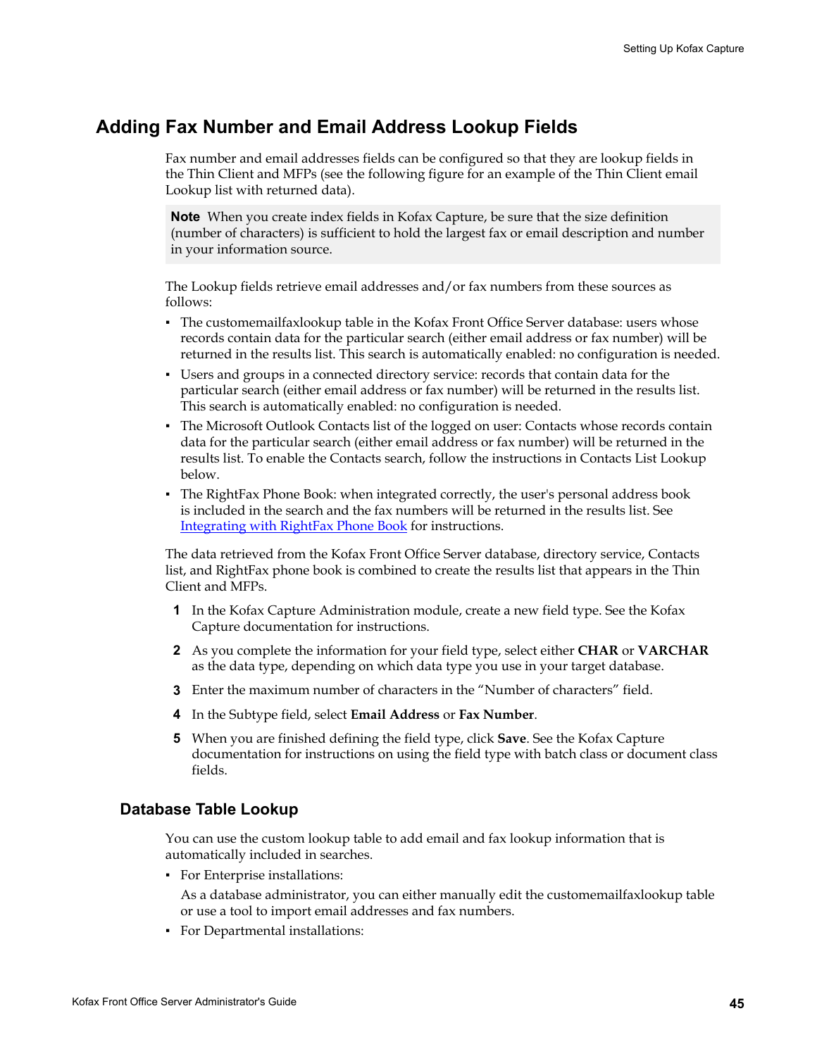## Adding Fax Number and Email Address Lookup Fields

Fax number and email addresses fields can be configured so that they are lookup fields in the Thin Client and MFPs (see the following figure for an example of the Thin Client email Lookup list with returned data).

> **Note** When you create index fields in Kofax Capture, be sure that the size definition (number of characters) is sufficient to hold the largest fax or email description and number in your information source.

The Lookup fields retrieve email addresses and/or fax numbers from these sources as follows:

- The customemailfaxlookup table in the Kofax Front Office Server database: users whose records contain data for the particular search (either email address or fax number) will be returned in the results list. This search is automatically enabled: no configuration is needed.
- Users and groups in a connected directory service: records that contain data for the particular search (either email address or fax number) will be returned in the results list. This search is automatically enabled: no configuration is needed.
- The Microsoft Outlook Contacts list of the logged on user: Contacts whose records contain data for the particular search (either email address or fax number) will be returned in the results list. To enable the Contacts search, follow the instructions in Contacts List Lookup below.
- The RightFax Phone Book: when integrated correctly, the user's personal address book is included in the search and the fax numbers will be returned in the results list. See Integrating with RightFax Phone Book for instructions.

The data retrieved from the Kofax Front Office Server database, directory service, Contacts list, and RightFax phone book is combined to create the results list that appears in the Thin Client and MFPs.

1. In the Kofax Capture Administration module, create a new field type. See the Kofax Capture documentation for instructions.
2. As you complete the information for your field type, select either **CHAR** or **VARCHAR** as the data type, depending on which data type you use in your target database.
3. Enter the maximum number of characters in the “Number of characters” field.
4. In the Subtype field, select **Email Address** or **Fax Number**.
5. When you are finished defining the field type, click **Save**. See the Kofax Capture documentation for instructions on using the field type with batch class or document class fields.

### Database Table Lookup

You can use the custom lookup table to add email and fax lookup information that is automatically included in searches.

- For Enterprise installations:

  As a database administrator, you can either manually edit the customemailfaxlookup table or use a tool to import email addresses and fax numbers.
- For Departmental installations: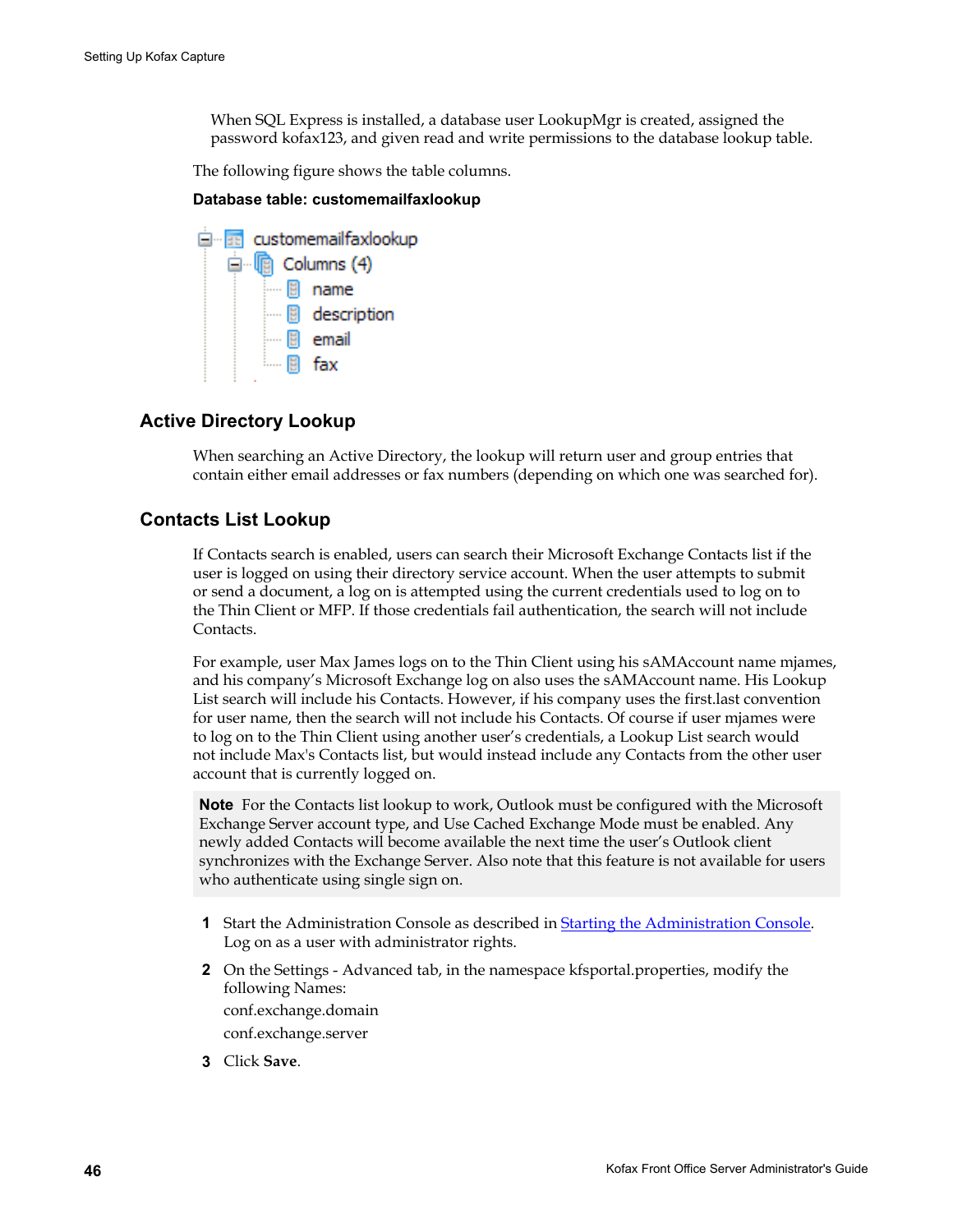When SQL Express is installed, a database user LookupMgr is created, assigned the password kofax123, and given read and write permissions to the database lookup table.

The following figure shows the table columns.

**Database table: customemailfaxlookup**

- customemailfaxlookup
  - Columns (4)
    - name
    - description
    - email
    - fax

## Active Directory Lookup

When searching an Active Directory, the lookup will return user and group entries that contain either email addresses or fax numbers (depending on which one was searched for).

## Contacts List Lookup

If Contacts search is enabled, users can search their Microsoft Exchange Contacts list if the user is logged on using their directory service account. When the user attempts to submit or send a document, a log on is attempted using the current credentials used to log on to the Thin Client or MFP. If those credentials fail authentication, the search will not include Contacts.

For example, user Max James logs on to the Thin Client using his sAMAccount name mjames, and his company's Microsoft Exchange log on also uses the sAMAccount name. His Lookup List search will include his Contacts. However, if his company uses the first.last convention for user name, then the search will not include his Contacts. Of course if user mjames were to log on to the Thin Client using another user's credentials, a Lookup List search would not include Max's Contacts list, but would instead include any Contacts from the other user account that is currently logged on.

> **Note** For the Contacts list lookup to work, Outlook must be configured with the Microsoft Exchange Server account type, and Use Cached Exchange Mode must be enabled. Any newly added Contacts will become available the next time the user's Outlook client synchronizes with the Exchange Server. Also note that this feature is not available for users who authenticate using single sign on.

1. Start the Administration Console as described in Starting the Administration Console. Log on as a user with administrator rights.
2. On the Settings - Advanced tab, in the namespace kfsportal.properties, modify the following Names:

   conf.exchange.domain

   conf.exchange.server
3. Click **Save**.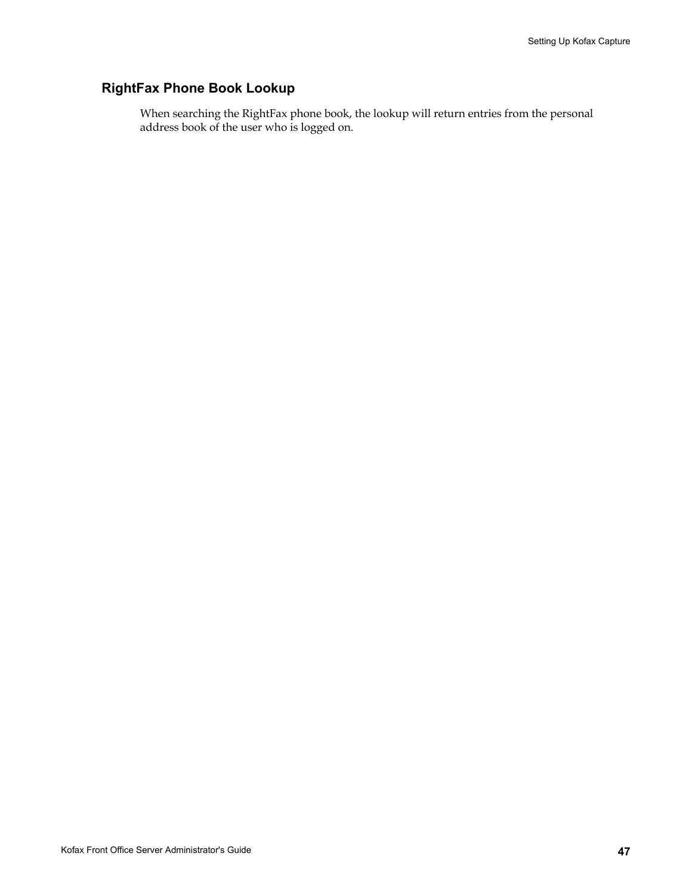### RightFax Phone Book Lookup

When searching the RightFax phone book, the lookup will return entries from the personal address book of the user who is logged on.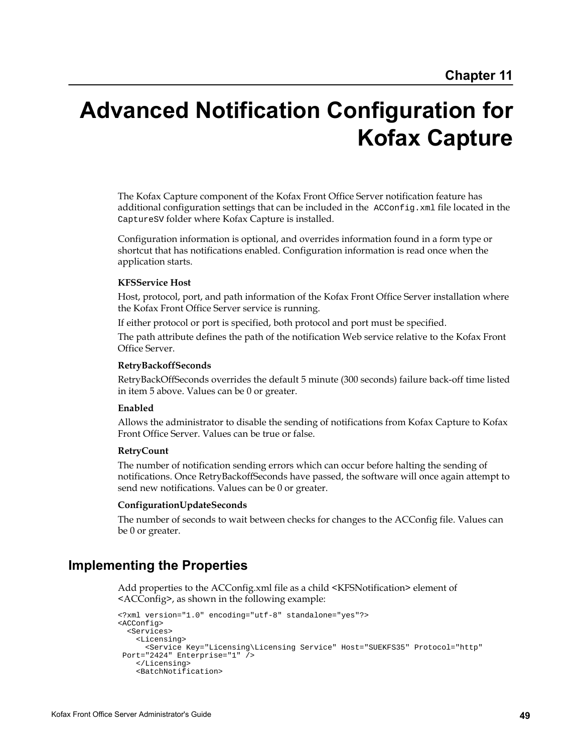Chapter 11

# Advanced Notification Configuration for Kofax Capture

The Kofax Capture component of the Kofax Front Office Server notification feature has additional configuration settings that can be included in the `ACConfig.xml` file located in the `CaptureSV` folder where Kofax Capture is installed.

Configuration information is optional, and overrides information found in a form type or shortcut that has notifications enabled. Configuration information is read once when the application starts.

**KFSService Host**

Host, protocol, port, and path information of the Kofax Front Office Server installation where the Kofax Front Office Server service is running.

If either protocol or port is specified, both protocol and port must be specified.

The path attribute defines the path of the notification Web service relative to the Kofax Front Office Server.

**RetryBackoffSeconds**

RetryBackOffSeconds overrides the default 5 minute (300 seconds) failure back-off time listed in item 5 above. Values can be 0 or greater.

**Enabled**

Allows the administrator to disable the sending of notifications from Kofax Capture to Kofax Front Office Server. Values can be true or false.

**RetryCount**

The number of notification sending errors which can occur before halting the sending of notifications. Once RetryBackoffSeconds have passed, the software will once again attempt to send new notifications. Values can be 0 or greater.

**ConfigurationUpdateSeconds**

The number of seconds to wait between checks for changes to the ACConfig file. Values can be 0 or greater.

## Implementing the Properties

Add properties to the ACConfig.xml file as a child <KFSNotification> element of <ACConfig>, as shown in the following example:

```
<?xml version="1.0" encoding="utf-8" standalone="yes"?>
<ACConfig>
  <Services>
    <Licensing>
      <Service Key="Licensing\Licensing Service" Host="SUEKFS35" Protocol="http"
 Port="2424" Enterprise="1" />
    </Licensing>
    <BatchNotification>
```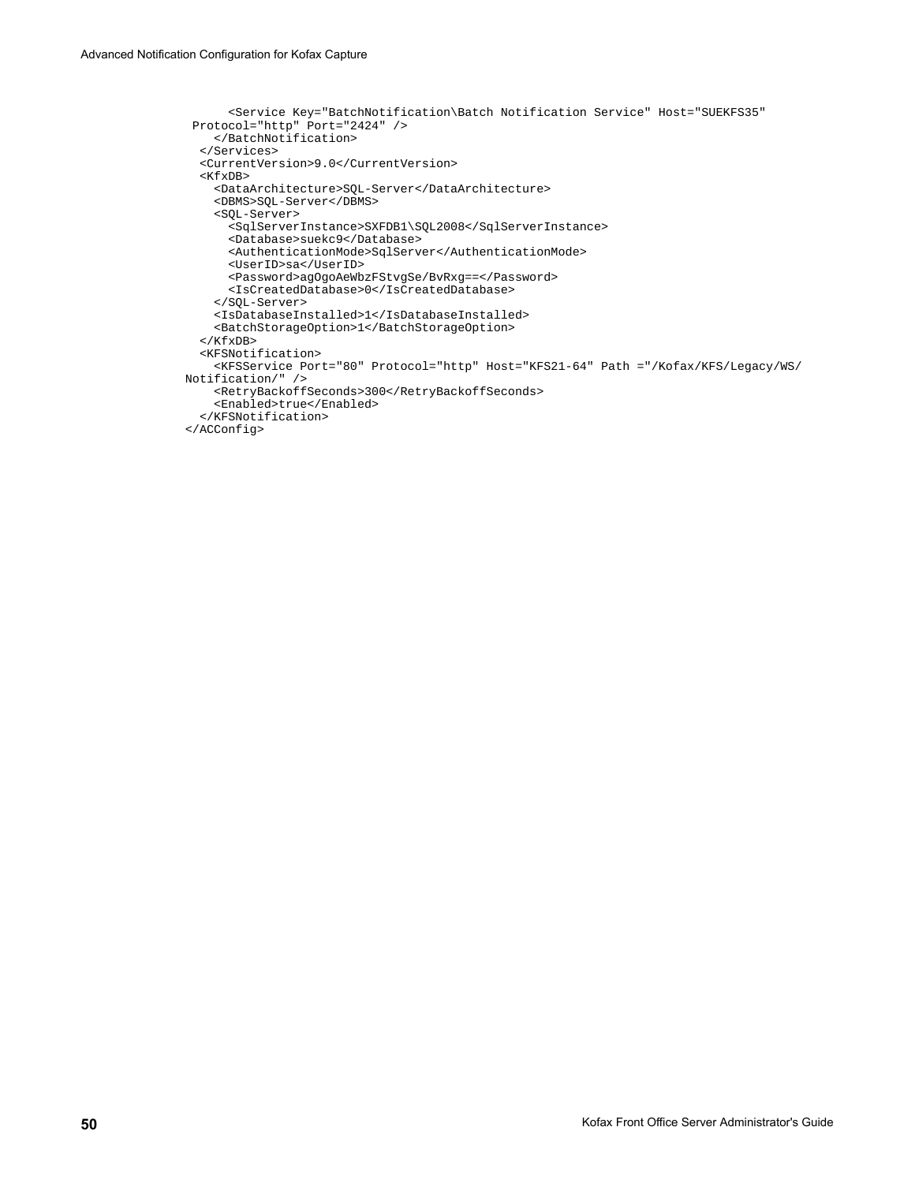```
      <Service Key="BatchNotification\Batch Notification Service" Host="SUEKFS35"
 Protocol="http" Port="2424" />
    </BatchNotification>
  </Services>
  <CurrentVersion>9.0</CurrentVersion>
  <KfxDB>
    <DataArchitecture>SQL-Server</DataArchitecture>
    <DBMS>SQL-Server</DBMS>
    <SQL-Server>
      <SqlServerInstance>SXFDB1\SQL2008</SqlServerInstance>
      <Database>suekc9</Database>
      <AuthenticationMode>SqlServer</AuthenticationMode>
      <UserID>sa</UserID>
      <Password>agOgoAeWbzFStvgSe/BvRxg==</Password>
      <IsCreatedDatabase>0</IsCreatedDatabase>
    </SQL-Server>
    <IsDatabaseInstalled>1</IsDatabaseInstalled>
    <BatchStorageOption>1</BatchStorageOption>
  </KfxDB>
  <KFSNotification>
    <KFSService Port="80" Protocol="http" Host="KFS21-64" Path ="/Kofax/KFS/Legacy/WS/
Notification/" />
    <RetryBackoffSeconds>300</RetryBackoffSeconds>
    <Enabled>true</Enabled>
  </KFSNotification>
</ACConfig>
```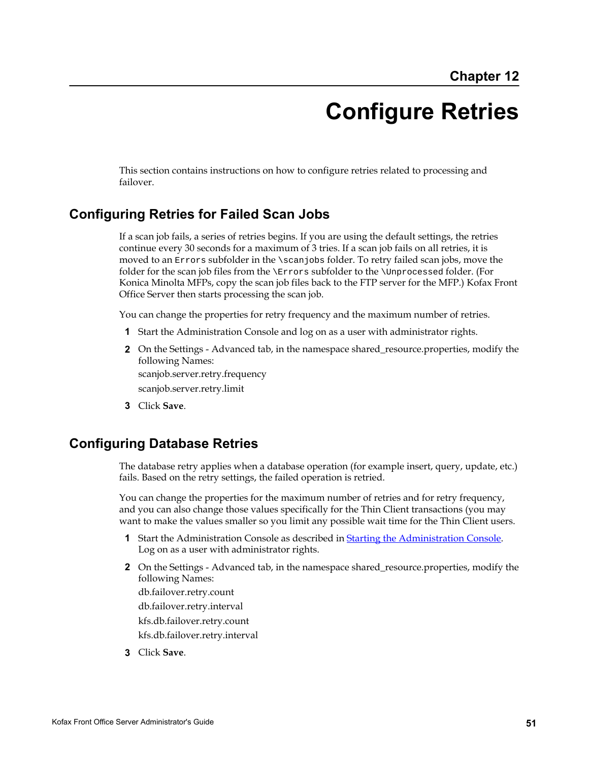Chapter 12

# Configure Retries

This section contains instructions on how to configure retries related to processing and failover.

## Configuring Retries for Failed Scan Jobs

If a scan job fails, a series of retries begins. If you are using the default settings, the retries continue every 30 seconds for a maximum of 3 tries. If a scan job fails on all retries, it is moved to an `Errors` subfolder in the `\scanjobs` folder. To retry failed scan jobs, move the folder for the scan job files from the `\Errors` subfolder to the `\Unprocessed` folder. (For Konica Minolta MFPs, copy the scan job files back to the FTP server for the MFP.) Kofax Front Office Server then starts processing the scan job.

You can change the properties for retry frequency and the maximum number of retries.

1. Start the Administration Console and log on as a user with administrator rights.
2. On the Settings - Advanced tab, in the namespace shared_resource.properties, modify the following Names:

   scanjob.server.retry.frequency

   scanjob.server.retry.limit
3. Click **Save**.

## Configuring Database Retries

The database retry applies when a database operation (for example insert, query, update, etc.) fails. Based on the retry settings, the failed operation is retried.

You can change the properties for the maximum number of retries and for retry frequency, and you can also change those values specifically for the Thin Client transactions (you may want to make the values smaller so you limit any possible wait time for the Thin Client users.

1. Start the Administration Console as described in Starting the Administration Console. Log on as a user with administrator rights.
2. On the Settings - Advanced tab, in the namespace shared_resource.properties, modify the following Names:

   db.failover.retry.count

   db.failover.retry.interval

   kfs.db.failover.retry.count

   kfs.db.failover.retry.interval
3. Click **Save**.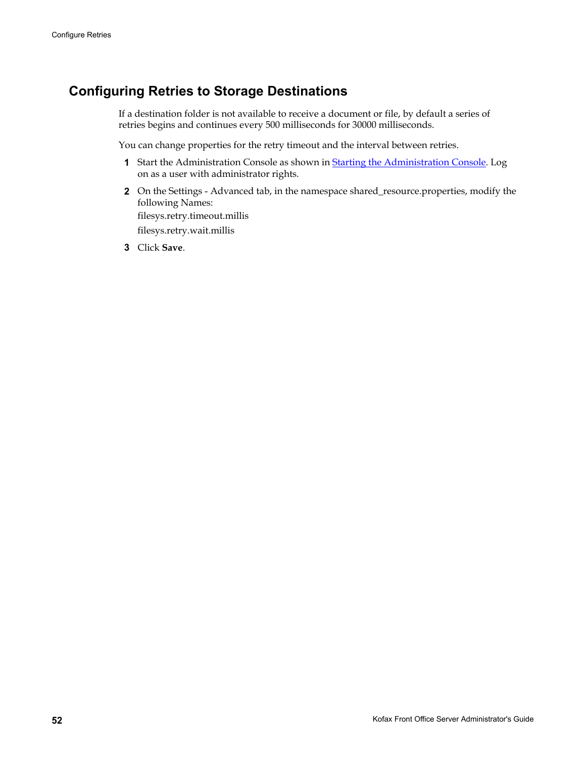## Configuring Retries to Storage Destinations

If a destination folder is not available to receive a document or file, by default a series of retries begins and continues every 500 milliseconds for 30000 milliseconds.

You can change properties for the retry timeout and the interval between retries.

1. Start the Administration Console as shown in Starting the Administration Console. Log on as a user with administrator rights.
2. On the Settings - Advanced tab, in the namespace shared_resource.properties, modify the following Names:

   filesys.retry.timeout.millis

   filesys.retry.wait.millis
3. Click **Save**.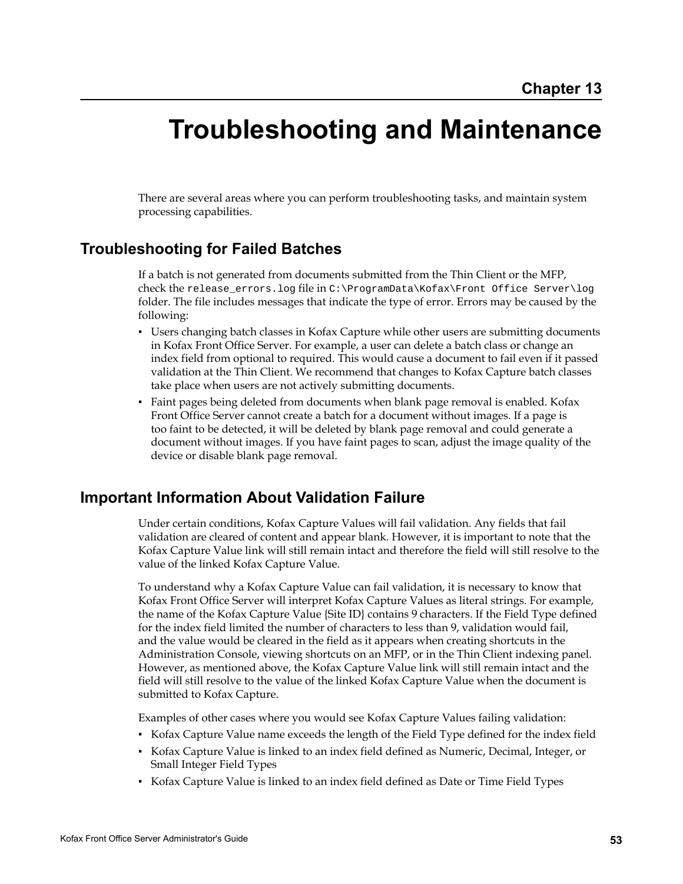Chapter 13

# Troubleshooting and Maintenance

There are several areas where you can perform troubleshooting tasks, and maintain system processing capabilities.

## Troubleshooting for Failed Batches

If a batch is not generated from documents submitted from the Thin Client or the MFP, check the `release_errors.log` file in `C:\ProgramData\Kofax\Front Office Server\log` folder. The file includes messages that indicate the type of error. Errors may be caused by the following:

- Users changing batch classes in Kofax Capture while other users are submitting documents in Kofax Front Office Server. For example, a user can delete a batch class or change an index field from optional to required. This would cause a document to fail even if it passed validation at the Thin Client. We recommend that changes to Kofax Capture batch classes take place when users are not actively submitting documents.
- Faint pages being deleted from documents when blank page removal is enabled. Kofax Front Office Server cannot create a batch for a document without images. If a page is too faint to be detected, it will be deleted by blank page removal and could generate a document without images. If you have faint pages to scan, adjust the image quality of the device or disable blank page removal.

## Important Information About Validation Failure

Under certain conditions, Kofax Capture Values will fail validation. Any fields that fail validation are cleared of content and appear blank. However, it is important to note that the Kofax Capture Value link will still remain intact and therefore the field will still resolve to the value of the linked Kofax Capture Value.

To understand why a Kofax Capture Value can fail validation, it is necessary to know that Kofax Front Office Server will interpret Kofax Capture Values as literal strings. For example, the name of the Kofax Capture Value {Site ID} contains 9 characters. If the Field Type defined for the index field limited the number of characters to less than 9, validation would fail, and the value would be cleared in the field as it appears when creating shortcuts in the Administration Console, viewing shortcuts on an MFP, or in the Thin Client indexing panel. However, as mentioned above, the Kofax Capture Value link will still remain intact and the field will still resolve to the value of the linked Kofax Capture Value when the document is submitted to Kofax Capture.

Examples of other cases where you would see Kofax Capture Values failing validation:

- Kofax Capture Value name exceeds the length of the Field Type defined for the index field
- Kofax Capture Value is linked to an index field defined as Numeric, Decimal, Integer, or Small Integer Field Types
- Kofax Capture Value is linked to an index field defined as Date or Time Field Types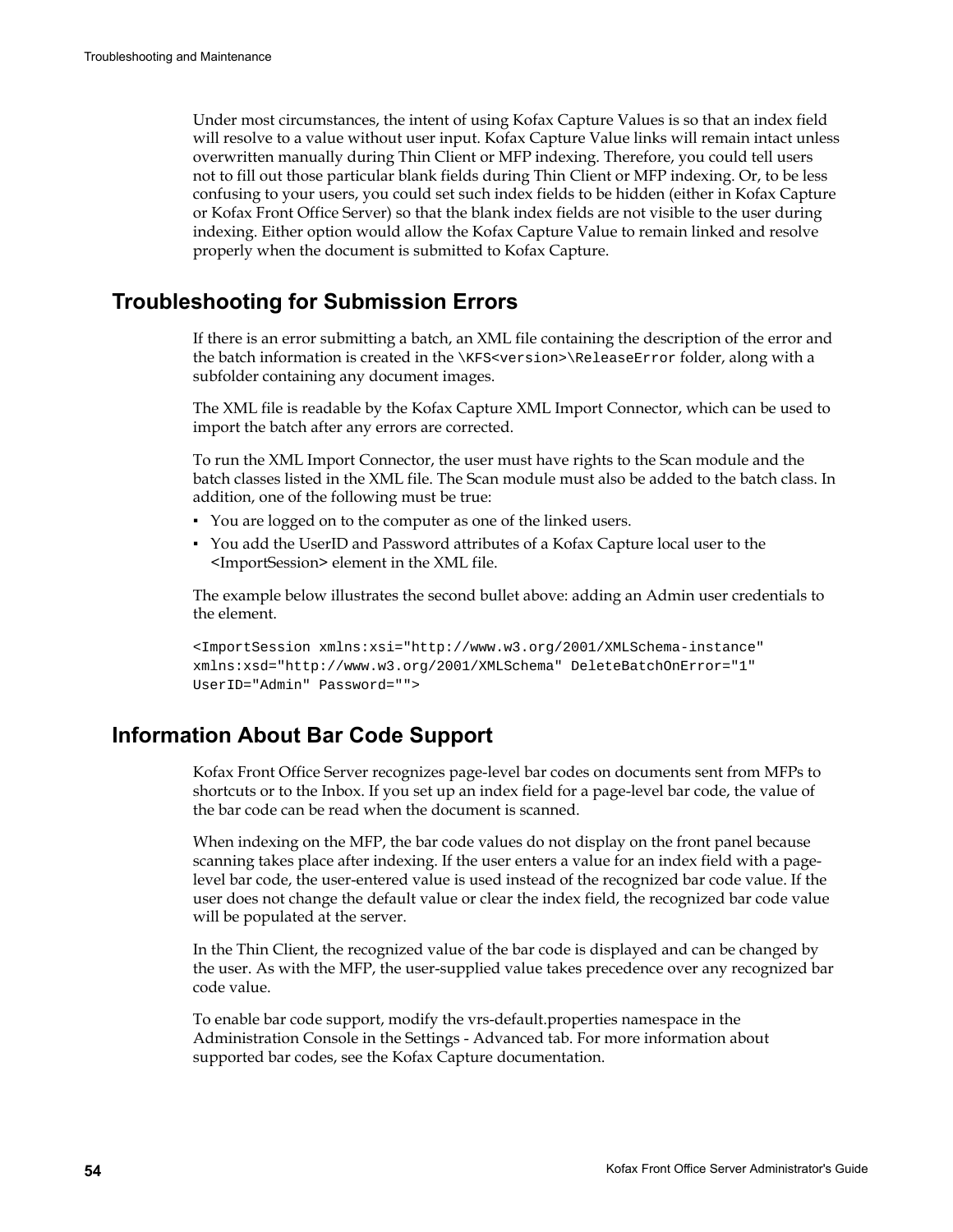Under most circumstances, the intent of using Kofax Capture Values is so that an index field will resolve to a value without user input. Kofax Capture Value links will remain intact unless overwritten manually during Thin Client or MFP indexing. Therefore, you could tell users not to fill out those particular blank fields during Thin Client or MFP indexing. Or, to be less confusing to your users, you could set such index fields to be hidden (either in Kofax Capture or Kofax Front Office Server) so that the blank index fields are not visible to the user during indexing. Either option would allow the Kofax Capture Value to remain linked and resolve properly when the document is submitted to Kofax Capture.

## Troubleshooting for Submission Errors

If there is an error submitting a batch, an XML file containing the description of the error and the batch information is created in the `\KFS<version>\ReleaseError` folder, along with a subfolder containing any document images.

The XML file is readable by the Kofax Capture XML Import Connector, which can be used to import the batch after any errors are corrected.

To run the XML Import Connector, the user must have rights to the Scan module and the batch classes listed in the XML file. The Scan module must also be added to the batch class. In addition, one of the following must be true:

- You are logged on to the computer as one of the linked users.
- You add the UserID and Password attributes of a Kofax Capture local user to the <ImportSession> element in the XML file.

The example below illustrates the second bullet above: adding an Admin user credentials to the element.

```
<ImportSession xmlns:xsi="http://www.w3.org/2001/XMLSchema-instance"
xmlns:xsd="http://www.w3.org/2001/XMLSchema" DeleteBatchOnError="1"
UserID="Admin" Password="">
```

## Information About Bar Code Support

Kofax Front Office Server recognizes page-level bar codes on documents sent from MFPs to shortcuts or to the Inbox. If you set up an index field for a page-level bar code, the value of the bar code can be read when the document is scanned.

When indexing on the MFP, the bar code values do not display on the front panel because scanning takes place after indexing. If the user enters a value for an index field with a page-level bar code, the user-entered value is used instead of the recognized bar code value. If the user does not change the default value or clear the index field, the recognized bar code value will be populated at the server.

In the Thin Client, the recognized value of the bar code is displayed and can be changed by the user. As with the MFP, the user-supplied value takes precedence over any recognized bar code value.

To enable bar code support, modify the vrs-default.properties namespace in the Administration Console in the Settings - Advanced tab. For more information about supported bar codes, see the Kofax Capture documentation.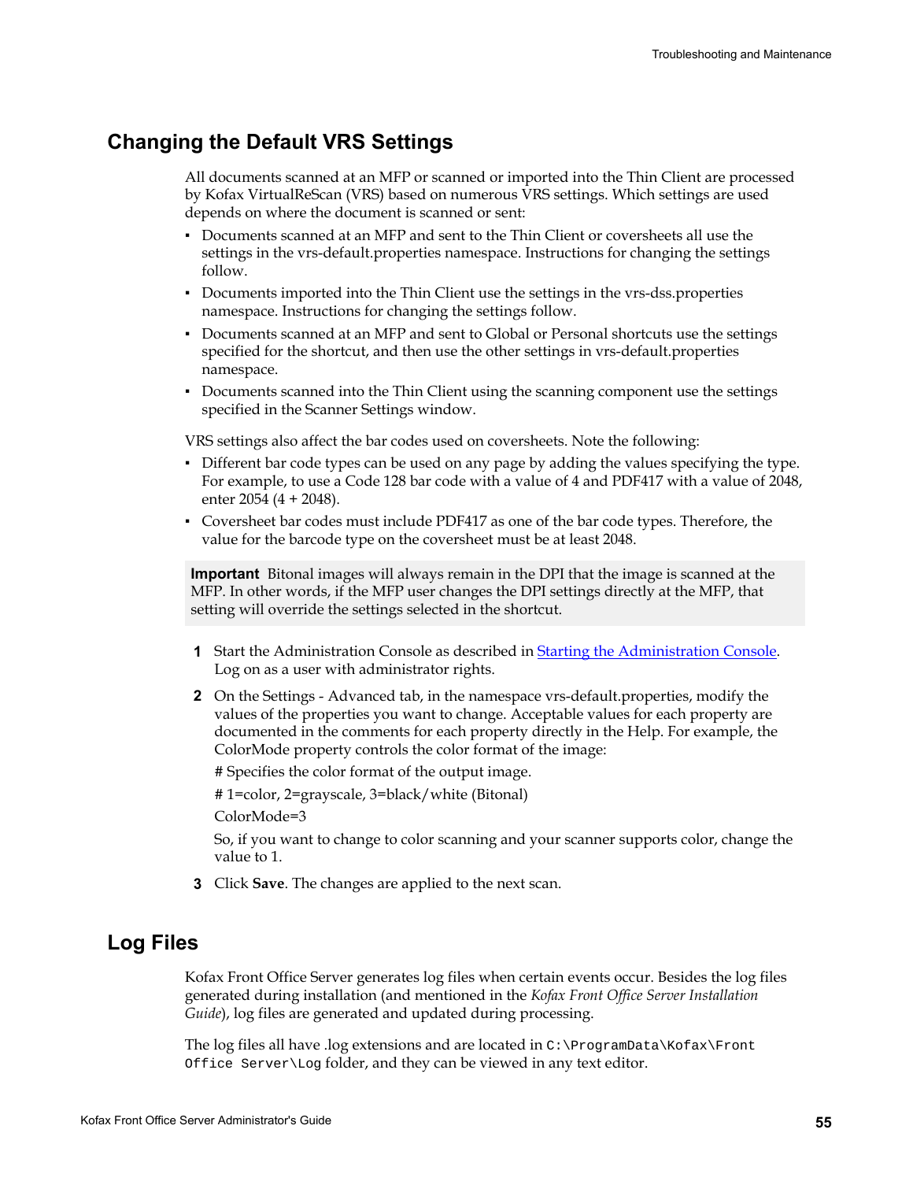## Changing the Default VRS Settings

All documents scanned at an MFP or scanned or imported into the Thin Client are processed by Kofax VirtualReScan (VRS) based on numerous VRS settings. Which settings are used depends on where the document is scanned or sent:

- Documents scanned at an MFP and sent to the Thin Client or coversheets all use the settings in the vrs-default.properties namespace. Instructions for changing the settings follow.
- Documents imported into the Thin Client use the settings in the vrs-dss.properties namespace. Instructions for changing the settings follow.
- Documents scanned at an MFP and sent to Global or Personal shortcuts use the settings specified for the shortcut, and then use the other settings in vrs-default.properties namespace.
- Documents scanned into the Thin Client using the scanning component use the settings specified in the Scanner Settings window.

VRS settings also affect the bar codes used on coversheets. Note the following:

- Different bar code types can be used on any page by adding the values specifying the type. For example, to use a Code 128 bar code with a value of 4 and PDF417 with a value of 2048, enter 2054 (4 + 2048).
- Coversheet bar codes must include PDF417 as one of the bar code types. Therefore, the value for the barcode type on the coversheet must be at least 2048.

> **Important** Bitonal images will always remain in the DPI that the image is scanned at the MFP. In other words, if the MFP user changes the DPI settings directly at the MFP, that setting will override the settings selected in the shortcut.

1. Start the Administration Console as described in Starting the Administration Console. Log on as a user with administrator rights.
2. On the Settings - Advanced tab, in the namespace vrs-default.properties, modify the values of the properties you want to change. Acceptable values for each property are documented in the comments for each property directly in the Help. For example, the ColorMode property controls the color format of the image:

   # Specifies the color format of the output image.

   # 1=color, 2=grayscale, 3=black/white (Bitonal)

   ColorMode=3

   So, if you want to change to color scanning and your scanner supports color, change the value to 1.
3. Click **Save**. The changes are applied to the next scan.

## Log Files

Kofax Front Office Server generates log files when certain events occur. Besides the log files generated during installation (and mentioned in the *Kofax Front Office Server Installation Guide*), log files are generated and updated during processing.

The log files all have .log extensions and are located in `C:\ProgramData\Kofax\Front Office Server\Log` folder, and they can be viewed in any text editor.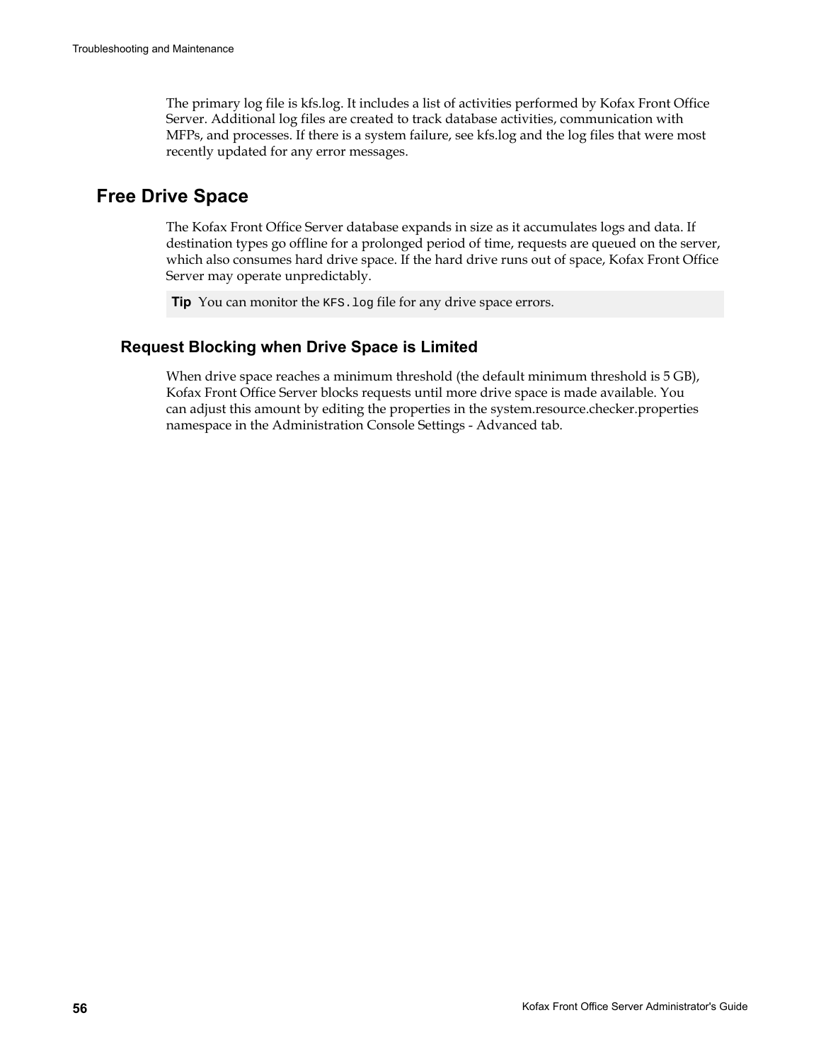The primary log file is kfs.log. It includes a list of activities performed by Kofax Front Office Server. Additional log files are created to track database activities, communication with MFPs, and processes. If there is a system failure, see kfs.log and the log files that were most recently updated for any error messages.

## Free Drive Space

The Kofax Front Office Server database expands in size as it accumulates logs and data. If destination types go offline for a prolonged period of time, requests are queued on the server, which also consumes hard drive space. If the hard drive runs out of space, Kofax Front Office Server may operate unpredictably.

**Tip** You can monitor the `KFS.log` file for any drive space errors.

### Request Blocking when Drive Space is Limited

When drive space reaches a minimum threshold (the default minimum threshold is 5 GB), Kofax Front Office Server blocks requests until more drive space is made available. You can adjust this amount by editing the properties in the system.resource.checker.properties namespace in the Administration Console Settings - Advanced tab.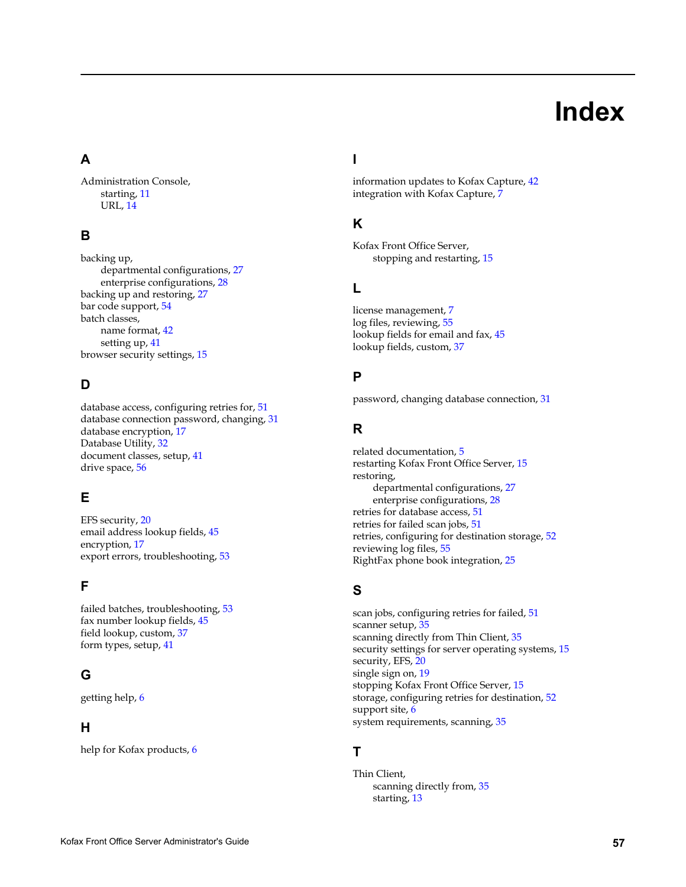# Index

## A

Administration Console,
- starting, 11
- URL, 14

## B

backing up,
- departmental configurations, 27
- enterprise configurations, 28

backing up and restoring, 27
bar code support, 54
batch classes,
- name format, 42
- setting up, 41

browser security settings, 15

## D

database access, configuring retries for, 51
database connection password, changing, 31
database encryption, 17
Database Utility, 32
document classes, setup, 41
drive space, 56

## E

EFS security, 20
email address lookup fields, 45
encryption, 17
export errors, troubleshooting, 53

## F

failed batches, troubleshooting, 53
fax number lookup fields, 45
field lookup, custom, 37
form types, setup, 41

## G

getting help, 6

## H

help for Kofax products, 6

## I

information updates to Kofax Capture, 42
integration with Kofax Capture, 7

## K

Kofax Front Office Server,
- stopping and restarting, 15

## L

license management, 7
log files, reviewing, 55
lookup fields for email and fax, 45
lookup fields, custom, 37

## P

password, changing database connection, 31

## R

related documentation, 5
restarting Kofax Front Office Server, 15
restoring,
- departmental configurations, 27
- enterprise configurations, 28

retries for database access, 51
retries for failed scan jobs, 51
retries, configuring for destination storage, 52
reviewing log files, 55
RightFax phone book integration, 25

## S

scan jobs, configuring retries for failed, 51
scanner setup, 35
scanning directly from Thin Client, 35
security settings for server operating systems, 15
security, EFS, 20
single sign on, 19
stopping Kofax Front Office Server, 15
storage, configuring retries for destination, 52
support site, 6
system requirements, scanning, 35

## T

Thin Client,
- scanning directly from, 35
- starting, 13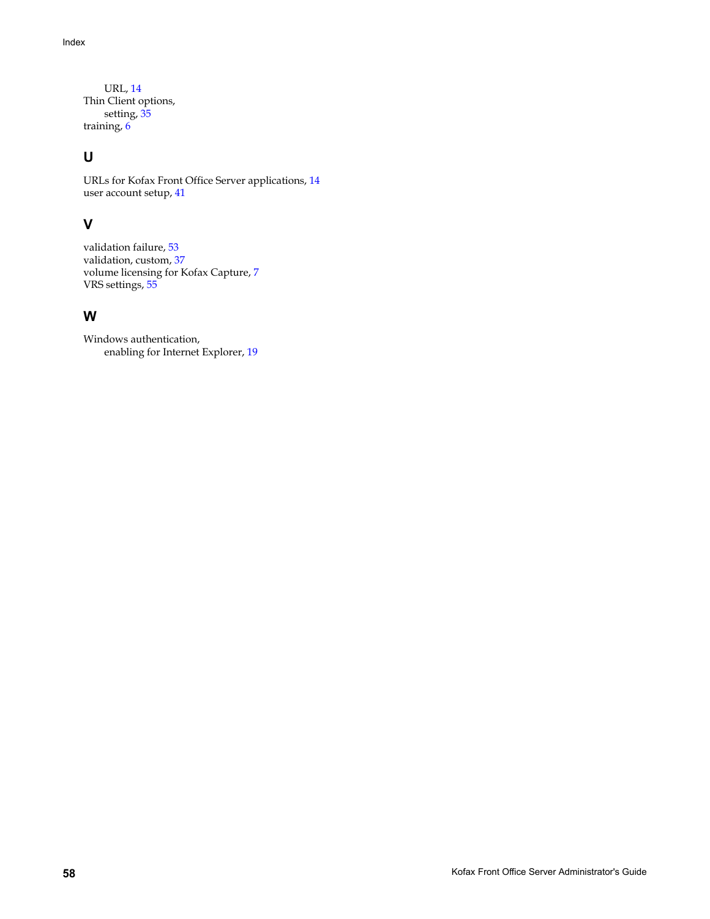URL, 14
Thin Client options,
    setting, 35
training, 6

## U

URLs for Kofax Front Office Server applications, 14
user account setup, 41

## V

validation failure, 53
validation, custom, 37
volume licensing for Kofax Capture, 7
VRS settings, 55

## W

Windows authentication,
    enabling for Internet Explorer, 19